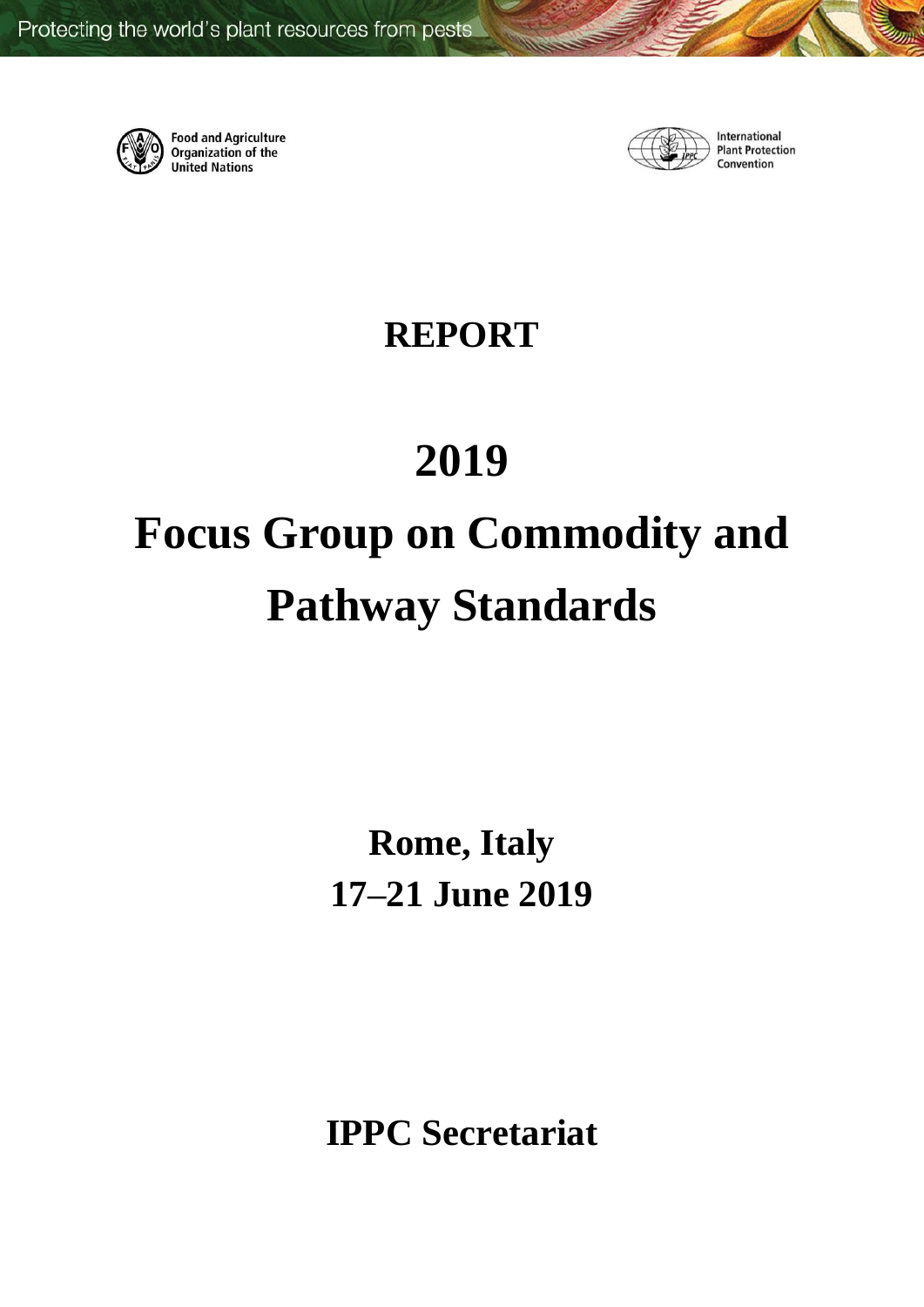Protecting the world's plant resources from pests

Food and Agriculture Organization of the United Nations

International Plant Protection Convention

# REPORT

# 2019

# Focus Group on Commodity and Pathway Standards

**Rome, Italy**
**17–21 June 2019**

**IPPC Secretariat**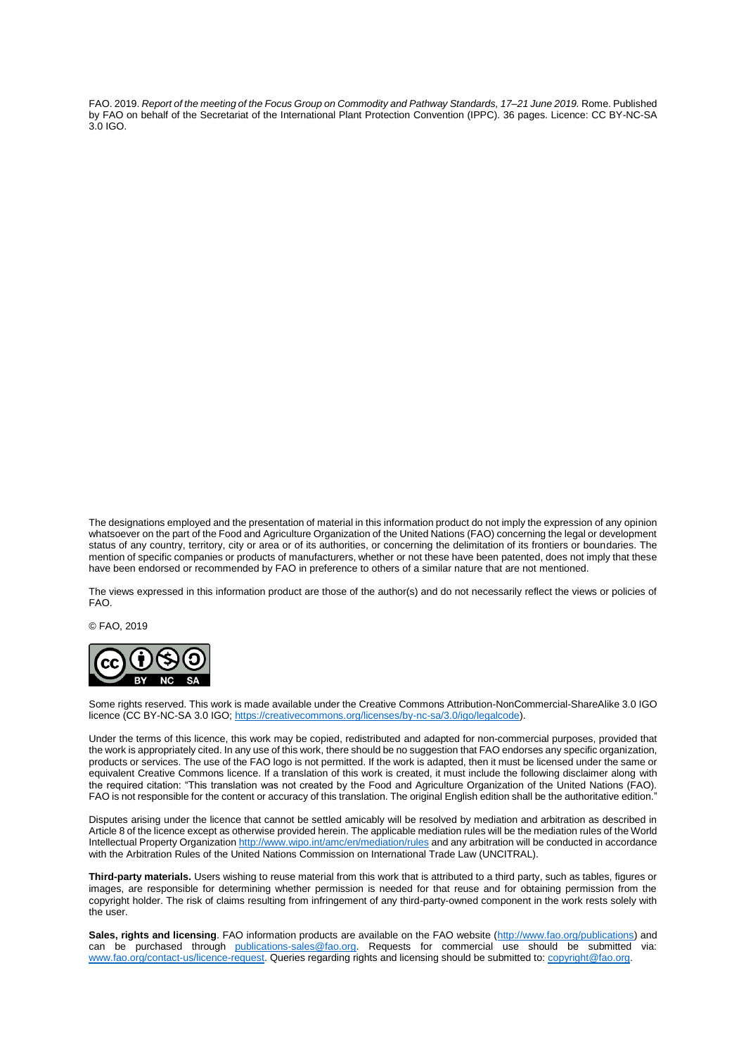FAO. 2019. *Report of the meeting of the Focus Group on Commodity and Pathway Standards, 17–21 June 2019.* Rome. Published by FAO on behalf of the Secretariat of the International Plant Protection Convention (IPPC). 36 pages. Licence: CC BY-NC-SA 3.0 IGO.

The designations employed and the presentation of material in this information product do not imply the expression of any opinion whatsoever on the part of the Food and Agriculture Organization of the United Nations (FAO) concerning the legal or development status of any country, territory, city or area or of its authorities, or concerning the delimitation of its frontiers or boundaries. The mention of specific companies or products of manufacturers, whether or not these have been patented, does not imply that these have been endorsed or recommended by FAO in preference to others of a similar nature that are not mentioned.

The views expressed in this information product are those of the author(s) and do not necessarily reflect the views or policies of FAO.

© FAO, 2019

Some rights reserved. This work is made available under the Creative Commons Attribution-NonCommercial-ShareAlike 3.0 IGO licence (CC BY-NC-SA 3.0 IGO; https://creativecommons.org/licenses/by-nc-sa/3.0/igo/legalcode).

Under the terms of this licence, this work may be copied, redistributed and adapted for non-commercial purposes, provided that the work is appropriately cited. In any use of this work, there should be no suggestion that FAO endorses any specific organization, products or services. The use of the FAO logo is not permitted. If the work is adapted, then it must be licensed under the same or equivalent Creative Commons licence. If a translation of this work is created, it must include the following disclaimer along with the required citation: "This translation was not created by the Food and Agriculture Organization of the United Nations (FAO). FAO is not responsible for the content or accuracy of this translation. The original English edition shall be the authoritative edition."

Disputes arising under the licence that cannot be settled amicably will be resolved by mediation and arbitration as described in Article 8 of the licence except as otherwise provided herein. The applicable mediation rules will be the mediation rules of the World Intellectual Property Organization http://www.wipo.int/amc/en/mediation/rules and any arbitration will be conducted in accordance with the Arbitration Rules of the United Nations Commission on International Trade Law (UNCITRAL).

**Third-party materials.** Users wishing to reuse material from this work that is attributed to a third party, such as tables, figures or images, are responsible for determining whether permission is needed for that reuse and for obtaining permission from the copyright holder. The risk of claims resulting from infringement of any third-party-owned component in the work rests solely with the user.

**Sales, rights and licensing**. FAO information products are available on the FAO website (http://www.fao.org/publications) and can be purchased through publications-sales@fao.org. Requests for commercial use should be submitted via: www.fao.org/contact-us/licence-request. Queries regarding rights and licensing should be submitted to: copyright@fao.org.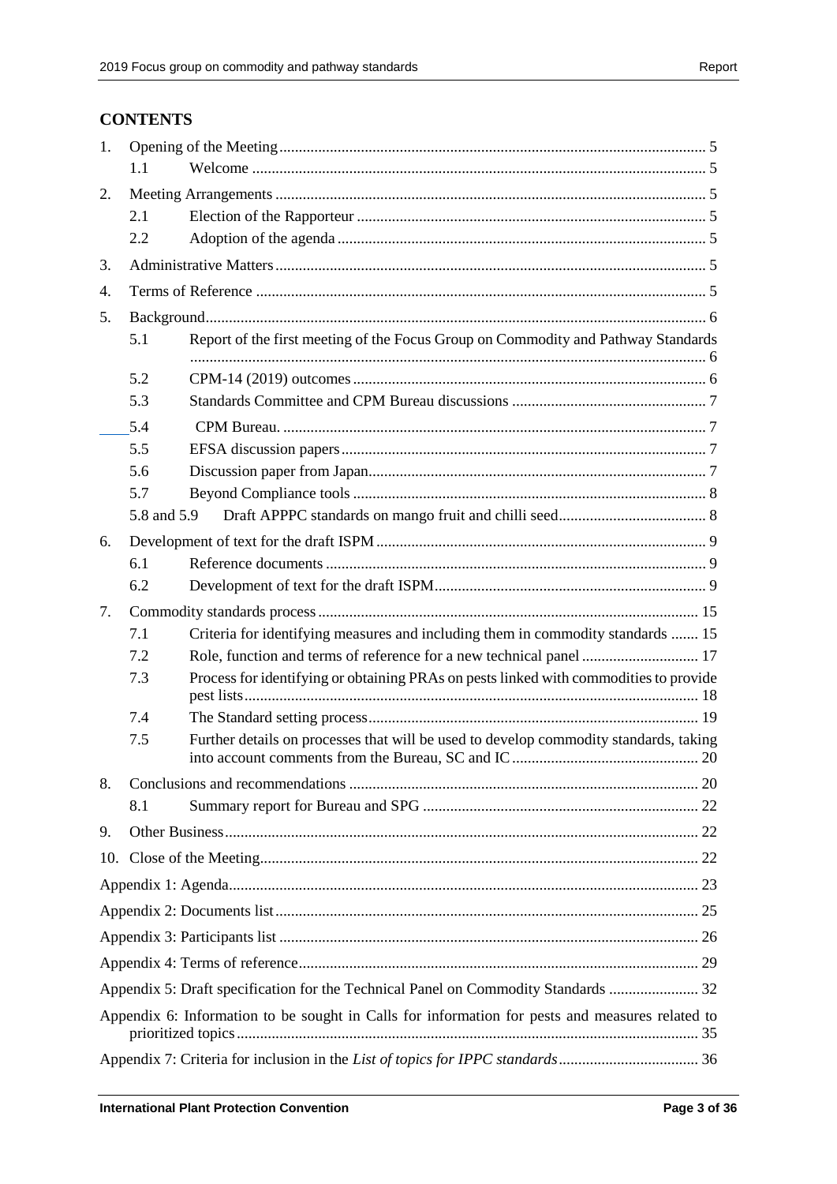## CONTENTS

1. Opening of the Meeting ... 5
   - 1.1 Welcome ... 5
2. Meeting Arrangements ... 5
   - 2.1 Election of the Rapporteur ... 5
   - 2.2 Adoption of the agenda ... 5
3. Administrative Matters ... 5
4. Terms of Reference ... 5
5. Background ... 6
   - 5.1 Report of the first meeting of the Focus Group on Commodity and Pathway Standards ... 6
   - 5.2 CPM-14 (2019) outcomes ... 6
   - 5.3 Standards Committee and CPM Bureau discussions ... 7
   - 5.4 CPM Bureau. ... 7
   - 5.5 EFSA discussion papers ... 7
   - 5.6 Discussion paper from Japan ... 7
   - 5.7 Beyond Compliance tools ... 8
   - 5.8 and 5.9 Draft APPPC standards on mango fruit and chilli seed ... 8
6. Development of text for the draft ISPM ... 9
   - 6.1 Reference documents ... 9
   - 6.2 Development of text for the draft ISPM ... 9
7. Commodity standards process ... 15
   - 7.1 Criteria for identifying measures and including them in commodity standards ... 15
   - 7.2 Role, function and terms of reference for a new technical panel ... 17
   - 7.3 Process for identifying or obtaining PRAs on pests linked with commodities to provide pest lists ... 18
   - 7.4 The Standard setting process ... 19
   - 7.5 Further details on processes that will be used to develop commodity standards, taking into account comments from the Bureau, SC and IC ... 20
8. Conclusions and recommendations ... 20
   - 8.1 Summary report for Bureau and SPG ... 22
9. Other Business ... 22
10. Close of the Meeting ... 22

Appendix 1: Agenda ... 23

Appendix 2: Documents list ... 25

Appendix 3: Participants list ... 26

Appendix 4: Terms of reference ... 29

Appendix 5: Draft specification for the Technical Panel on Commodity Standards ... 32

Appendix 6: Information to be sought in Calls for information for pests and measures related to prioritized topics ... 35

Appendix 7: Criteria for inclusion in the *List of topics for IPPC standards* ... 36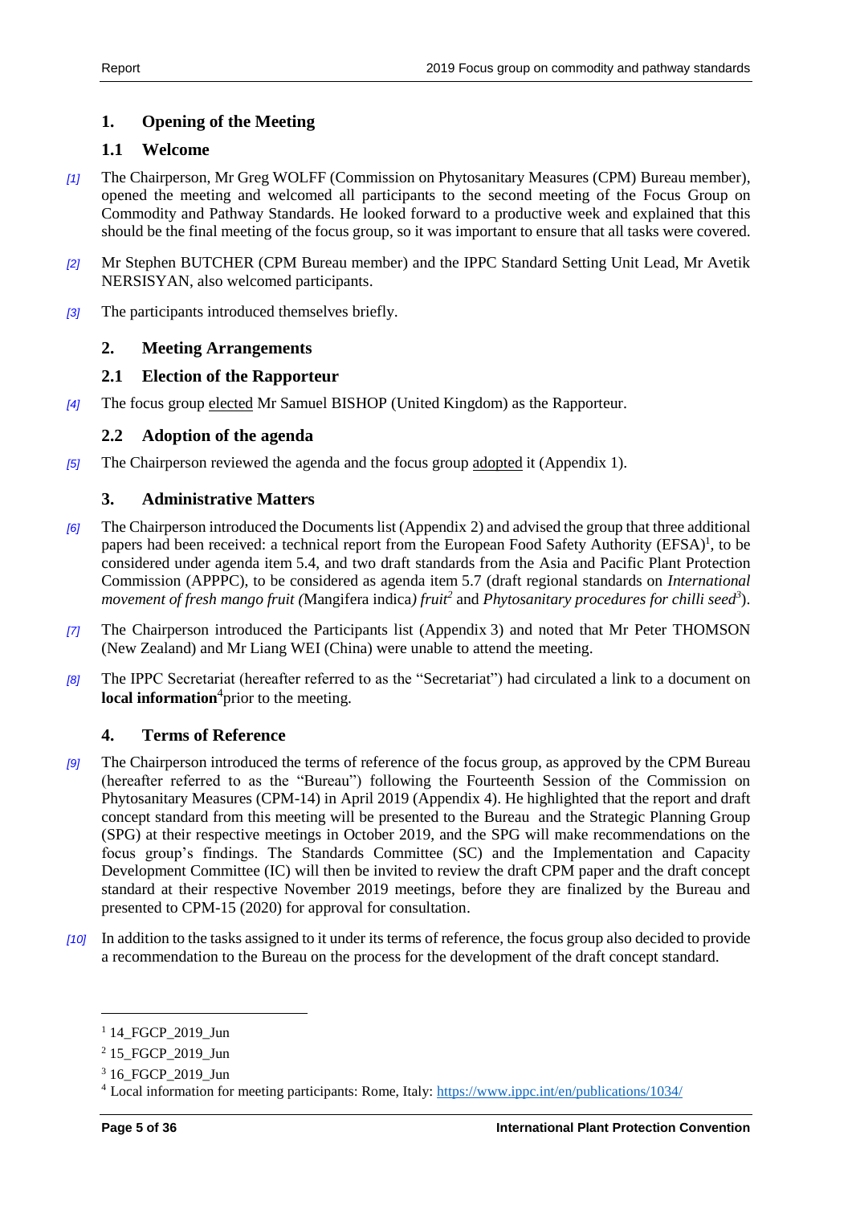## 1. Opening of the Meeting

### 1.1 Welcome

[1] The Chairperson, Mr Greg WOLFF (Commission on Phytosanitary Measures (CPM) Bureau member), opened the meeting and welcomed all participants to the second meeting of the Focus Group on Commodity and Pathway Standards. He looked forward to a productive week and explained that this should be the final meeting of the focus group, so it was important to ensure that all tasks were covered.

[2] Mr Stephen BUTCHER (CPM Bureau member) and the IPPC Standard Setting Unit Lead, Mr Avetik NERSISYAN, also welcomed participants.

[3] The participants introduced themselves briefly.

## 2. Meeting Arrangements

### 2.1 Election of the Rapporteur

[4] The focus group elected Mr Samuel BISHOP (United Kingdom) as the Rapporteur.

### 2.2 Adoption of the agenda

[5] The Chairperson reviewed the agenda and the focus group adopted it (Appendix 1).

## 3. Administrative Matters

[6] The Chairperson introduced the Documents list (Appendix 2) and advised the group that three additional papers had been received: a technical report from the European Food Safety Authority (EFSA)[1], to be considered under agenda item 5.4, and two draft standards from the Asia and Pacific Plant Protection Commission (APPPC), to be considered as agenda item 5.7 (draft regional standards on *International movement of fresh mango fruit (*Mangifera indica*) fruit*[2] and *Phytosanitary procedures for chilli seed*[3]).

[7] The Chairperson introduced the Participants list (Appendix 3) and noted that Mr Peter THOMSON (New Zealand) and Mr Liang WEI (China) were unable to attend the meeting.

[8] The IPPC Secretariat (hereafter referred to as the "Secretariat") had circulated a link to a document on **local information**[4] prior to the meeting.

## 4. Terms of Reference

[9] The Chairperson introduced the terms of reference of the focus group, as approved by the CPM Bureau (hereafter referred to as the "Bureau") following the Fourteenth Session of the Commission on Phytosanitary Measures (CPM-14) in April 2019 (Appendix 4). He highlighted that the report and draft concept standard from this meeting will be presented to the Bureau and the Strategic Planning Group (SPG) at their respective meetings in October 2019, and the SPG will make recommendations on the focus group's findings. The Standards Committee (SC) and the Implementation and Capacity Development Committee (IC) will then be invited to review the draft CPM paper and the draft concept standard at their respective November 2019 meetings, before they are finalized by the Bureau and presented to CPM-15 (2020) for approval for consultation.

[10] In addition to the tasks assigned to it under its terms of reference, the focus group also decided to provide a recommendation to the Bureau on the process for the development of the draft concept standard.

---

[1] 14_FGCP_2019_Jun

[2] 15_FGCP_2019_Jun

[3] 16_FGCP_2019_Jun

[4] Local information for meeting participants: Rome, Italy: https://www.ippc.int/en/publications/1034/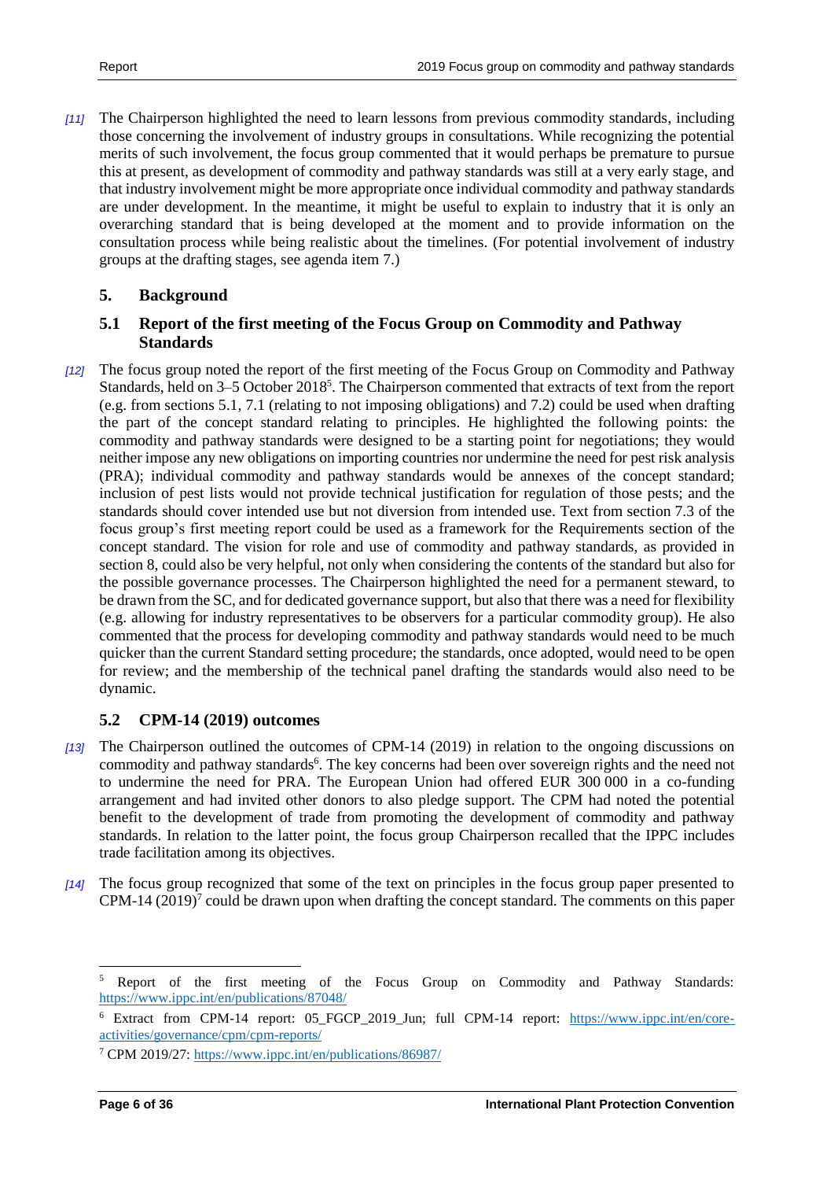*[11]* The Chairperson highlighted the need to learn lessons from previous commodity standards, including those concerning the involvement of industry groups in consultations. While recognizing the potential merits of such involvement, the focus group commented that it would perhaps be premature to pursue this at present, as development of commodity and pathway standards was still at a very early stage, and that industry involvement might be more appropriate once individual commodity and pathway standards are under development. In the meantime, it might be useful to explain to industry that it is only an overarching standard that is being developed at the moment and to provide information on the consultation process while being realistic about the timelines. (For potential involvement of industry groups at the drafting stages, see agenda item 7.)

## 5. Background

### 5.1 Report of the first meeting of the Focus Group on Commodity and Pathway Standards

*[12]* The focus group noted the report of the first meeting of the Focus Group on Commodity and Pathway Standards, held on 3–5 October 2018[5]. The Chairperson commented that extracts of text from the report (e.g. from sections 5.1, 7.1 (relating to not imposing obligations) and 7.2) could be used when drafting the part of the concept standard relating to principles. He highlighted the following points: the commodity and pathway standards were designed to be a starting point for negotiations; they would neither impose any new obligations on importing countries nor undermine the need for pest risk analysis (PRA); individual commodity and pathway standards would be annexes of the concept standard; inclusion of pest lists would not provide technical justification for regulation of those pests; and the standards should cover intended use but not diversion from intended use. Text from section 7.3 of the focus group's first meeting report could be used as a framework for the Requirements section of the concept standard. The vision for role and use of commodity and pathway standards, as provided in section 8, could also be very helpful, not only when considering the contents of the standard but also for the possible governance processes. The Chairperson highlighted the need for a permanent steward, to be drawn from the SC, and for dedicated governance support, but also that there was a need for flexibility (e.g. allowing for industry representatives to be observers for a particular commodity group). He also commented that the process for developing commodity and pathway standards would need to be much quicker than the current Standard setting procedure; the standards, once adopted, would need to be open for review; and the membership of the technical panel drafting the standards would also need to be dynamic.

### 5.2 CPM-14 (2019) outcomes

*[13]* The Chairperson outlined the outcomes of CPM-14 (2019) in relation to the ongoing discussions on commodity and pathway standards[6]. The key concerns had been over sovereign rights and the need not to undermine the need for PRA. The European Union had offered EUR 300 000 in a co-funding arrangement and had invited other donors to also pledge support. The CPM had noted the potential benefit to the development of trade from promoting the development of commodity and pathway standards. In relation to the latter point, the focus group Chairperson recalled that the IPPC includes trade facilitation among its objectives.

*[14]* The focus group recognized that some of the text on principles in the focus group paper presented to CPM-14 (2019)[7] could be drawn upon when drafting the concept standard. The comments on this paper

---

[5] Report of the first meeting of the Focus Group on Commodity and Pathway Standards: https://www.ippc.int/en/publications/87048/

[6] Extract from CPM-14 report: 05_FGCP_2019_Jun; full CPM-14 report: https://www.ippc.int/en/core-activities/governance/cpm/cpm-reports/

[7] CPM 2019/27: https://www.ippc.int/en/publications/86987/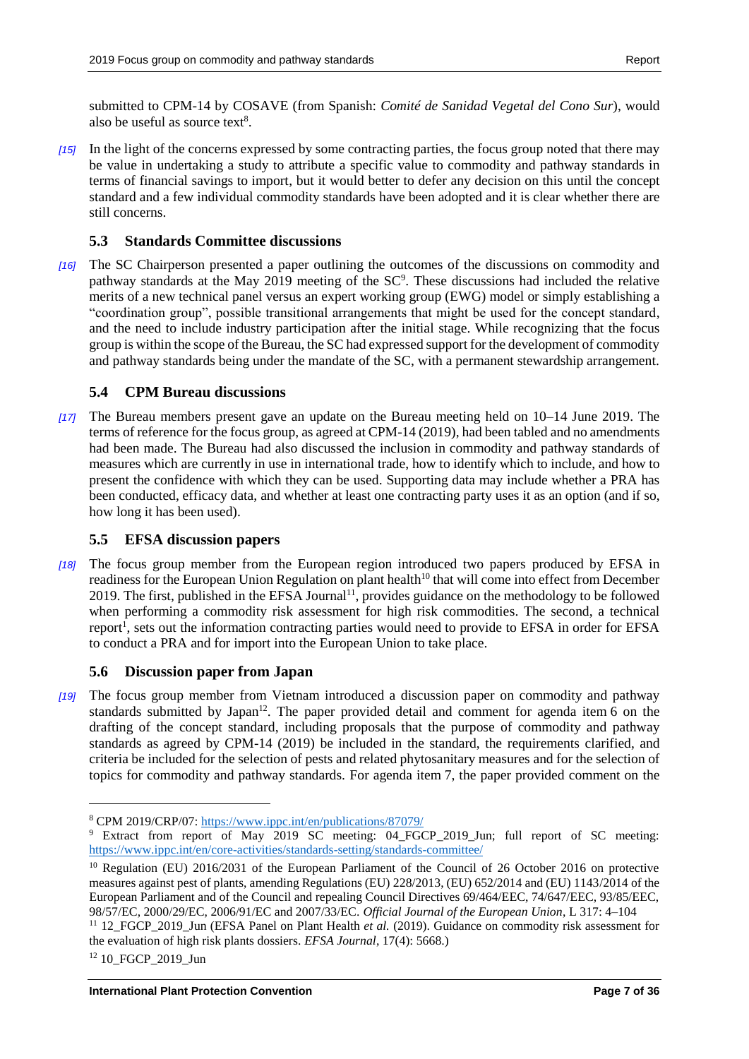submitted to CPM-14 by COSAVE (from Spanish: *Comité de Sanidad Vegetal del Cono Sur*), would also be useful as source text[8].

*[15]* In the light of the concerns expressed by some contracting parties, the focus group noted that there may be value in undertaking a study to attribute a specific value to commodity and pathway standards in terms of financial savings to import, but it would better to defer any decision on this until the concept standard and a few individual commodity standards have been adopted and it is clear whether there are still concerns.

### 5.3 Standards Committee discussions

*[16]* The SC Chairperson presented a paper outlining the outcomes of the discussions on commodity and pathway standards at the May 2019 meeting of the SC[9]. These discussions had included the relative merits of a new technical panel versus an expert working group (EWG) model or simply establishing a "coordination group", possible transitional arrangements that might be used for the concept standard, and the need to include industry participation after the initial stage. While recognizing that the focus group is within the scope of the Bureau, the SC had expressed support for the development of commodity and pathway standards being under the mandate of the SC, with a permanent stewardship arrangement.

### 5.4 CPM Bureau discussions

*[17]* The Bureau members present gave an update on the Bureau meeting held on 10–14 June 2019. The terms of reference for the focus group, as agreed at CPM-14 (2019), had been tabled and no amendments had been made. The Bureau had also discussed the inclusion in commodity and pathway standards of measures which are currently in use in international trade, how to identify which to include, and how to present the confidence with which they can be used. Supporting data may include whether a PRA has been conducted, efficacy data, and whether at least one contracting party uses it as an option (and if so, how long it has been used).

### 5.5 EFSA discussion papers

*[18]* The focus group member from the European region introduced two papers produced by EFSA in readiness for the European Union Regulation on plant health[10] that will come into effect from December 2019. The first, published in the EFSA Journal[11], provides guidance on the methodology to be followed when performing a commodity risk assessment for high risk commodities. The second, a technical report[1], sets out the information contracting parties would need to provide to EFSA in order for EFSA to conduct a PRA and for import into the European Union to take place.

### 5.6 Discussion paper from Japan

*[19]* The focus group member from Vietnam introduced a discussion paper on commodity and pathway standards submitted by Japan[12]. The paper provided detail and comment for agenda item 6 on the drafting of the concept standard, including proposals that the purpose of commodity and pathway standards as agreed by CPM-14 (2019) be included in the standard, the requirements clarified, and criteria be included for the selection of pests and related phytosanitary measures and for the selection of topics for commodity and pathway standards. For agenda item 7, the paper provided comment on the

---

[8] CPM 2019/CRP/07: https://www.ippc.int/en/publications/87079/

[9] Extract from report of May 2019 SC meeting: 04_FGCP_2019_Jun; full report of SC meeting: https://www.ippc.int/en/core-activities/standards-setting/standards-committee/

[10] Regulation (EU) 2016/2031 of the European Parliament of the Council of 26 October 2016 on protective measures against pest of plants, amending Regulations (EU) 228/2013, (EU) 652/2014 and (EU) 1143/2014 of the European Parliament and of the Council and repealing Council Directives 69/464/EEC, 74/647/EEC, 93/85/EEC, 98/57/EC, 2000/29/EC, 2006/91/EC and 2007/33/EC. *Official Journal of the European Union*, L 317: 4–104

[11] 12_FGCP_2019_Jun (EFSA Panel on Plant Health *et al.* (2019). Guidance on commodity risk assessment for the evaluation of high risk plants dossiers. *EFSA Journal*, 17(4): 5668.)

[12] 10_FGCP_2019_Jun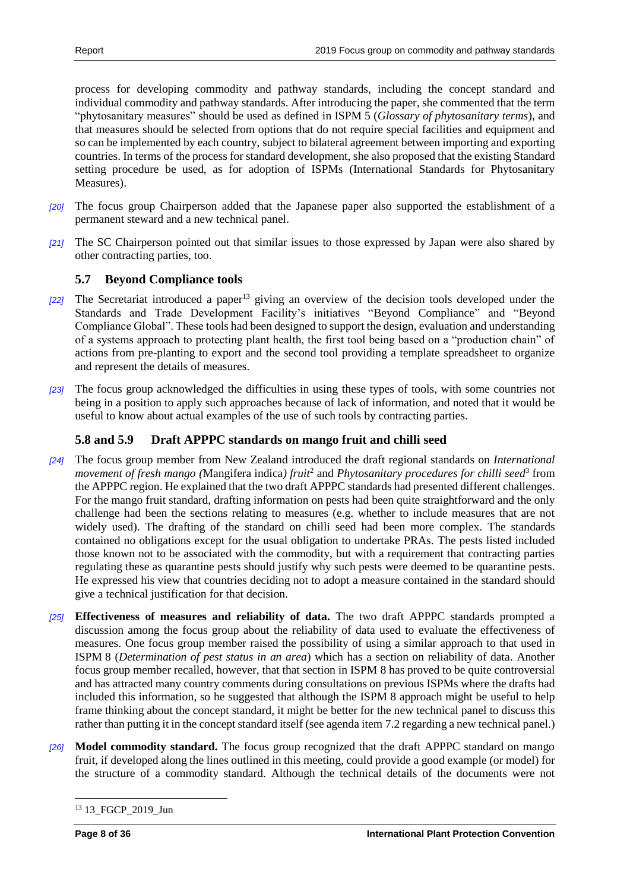process for developing commodity and pathway standards, including the concept standard and individual commodity and pathway standards. After introducing the paper, she commented that the term "phytosanitary measures" should be used as defined in ISPM 5 (*Glossary of phytosanitary terms*), and that measures should be selected from options that do not require special facilities and equipment and so can be implemented by each country, subject to bilateral agreement between importing and exporting countries. In terms of the process for standard development, she also proposed that the existing Standard setting procedure be used, as for adoption of ISPMs (International Standards for Phytosanitary Measures).

*[20]* The focus group Chairperson added that the Japanese paper also supported the establishment of a permanent steward and a new technical panel.

*[21]* The SC Chairperson pointed out that similar issues to those expressed by Japan were also shared by other contracting parties, too.

### 5.7 Beyond Compliance tools

*[22]* The Secretariat introduced a paper[13] giving an overview of the decision tools developed under the Standards and Trade Development Facility's initiatives "Beyond Compliance" and "Beyond Compliance Global". These tools had been designed to support the design, evaluation and understanding of a systems approach to protecting plant health, the first tool being based on a "production chain" of actions from pre-planting to export and the second tool providing a template spreadsheet to organize and represent the details of measures.

*[23]* The focus group acknowledged the difficulties in using these types of tools, with some countries not being in a position to apply such approaches because of lack of information, and noted that it would be useful to know about actual examples of the use of such tools by contracting parties.

### 5.8 and 5.9 Draft APPPC standards on mango fruit and chilli seed

*[24]* The focus group member from New Zealand introduced the draft regional standards on *International movement of fresh mango (*Mangifera indica*) fruit*[2] and *Phytosanitary procedures for chilli seed*[3] from the APPPC region. He explained that the two draft APPPC standards had presented different challenges. For the mango fruit standard, drafting information on pests had been quite straightforward and the only challenge had been the sections relating to measures (e.g. whether to include measures that are not widely used). The drafting of the standard on chilli seed had been more complex. The standards contained no obligations except for the usual obligation to undertake PRAs. The pests listed included those known not to be associated with the commodity, but with a requirement that contracting parties regulating these as quarantine pests should justify why such pests were deemed to be quarantine pests. He expressed his view that countries deciding not to adopt a measure contained in the standard should give a technical justification for that decision.

*[25]* **Effectiveness of measures and reliability of data.** The two draft APPPC standards prompted a discussion among the focus group about the reliability of data used to evaluate the effectiveness of measures. One focus group member raised the possibility of using a similar approach to that used in ISPM 8 (*Determination of pest status in an area*) which has a section on reliability of data. Another focus group member recalled, however, that that section in ISPM 8 has proved to be quite controversial and has attracted many country comments during consultations on previous ISPMs where the drafts had included this information, so he suggested that although the ISPM 8 approach might be useful to help frame thinking about the concept standard, it might be better for the new technical panel to discuss this rather than putting it in the concept standard itself (see agenda item 7.2 regarding a new technical panel.)

*[26]* **Model commodity standard.** The focus group recognized that the draft APPPC standard on mango fruit, if developed along the lines outlined in this meeting, could provide a good example (or model) for the structure of a commodity standard. Although the technical details of the documents were not

[13] 13_FGCP_2019_Jun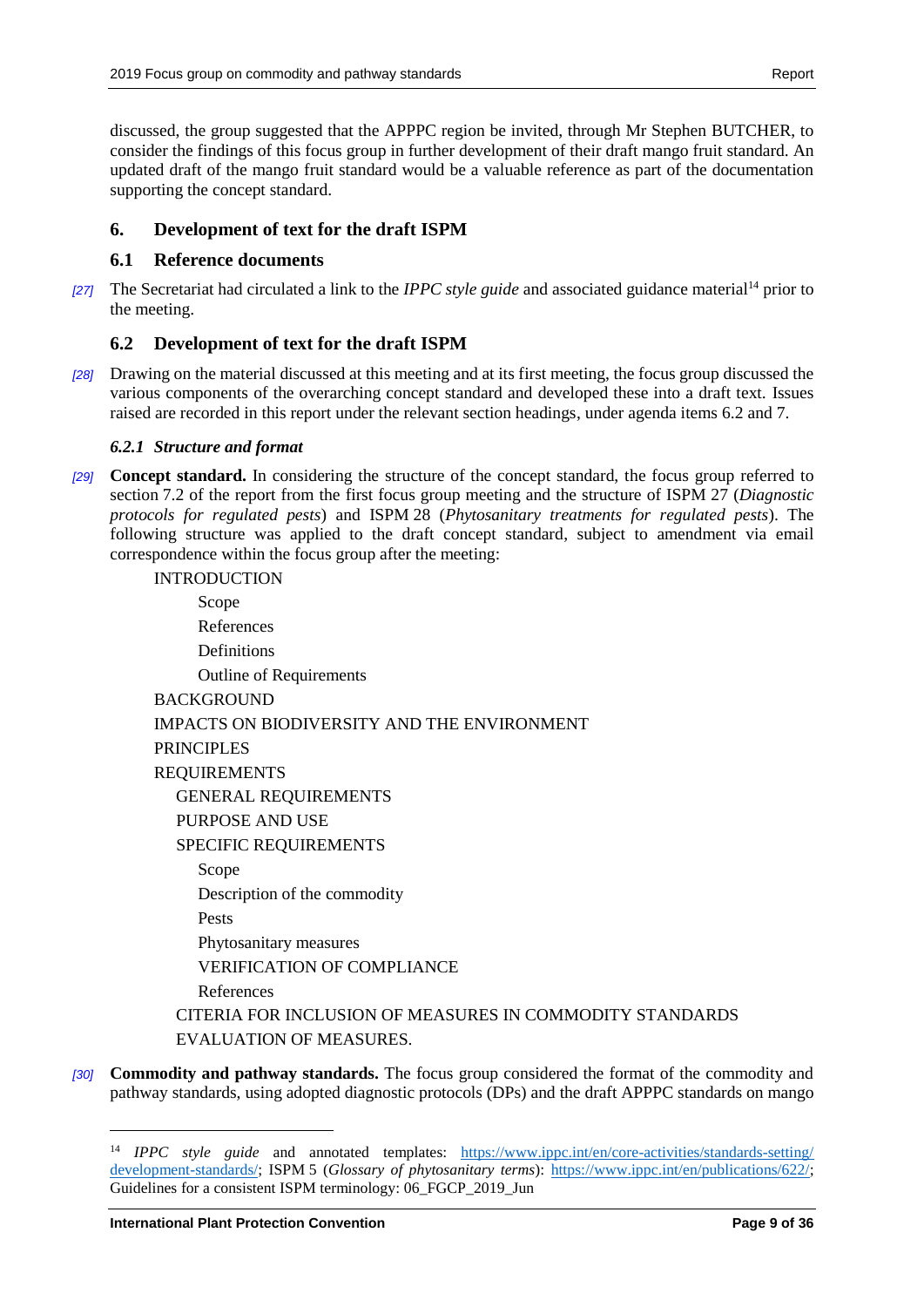discussed, the group suggested that the APPPC region be invited, through Mr Stephen BUTCHER, to consider the findings of this focus group in further development of their draft mango fruit standard. An updated draft of the mango fruit standard would be a valuable reference as part of the documentation supporting the concept standard.

## 6. Development of text for the draft ISPM

### 6.1 Reference documents

*[27]* The Secretariat had circulated a link to the *IPPC style guide* and associated guidance material[14] prior to the meeting.

### 6.2 Development of text for the draft ISPM

*[28]* Drawing on the material discussed at this meeting and at its first meeting, the focus group discussed the various components of the overarching concept standard and developed these into a draft text. Issues raised are recorded in this report under the relevant section headings, under agenda items 6.2 and 7.

#### *6.2.1 Structure and format*

*[29]* **Concept standard.** In considering the structure of the concept standard, the focus group referred to section 7.2 of the report from the first focus group meeting and the structure of ISPM 27 (*Diagnostic protocols for regulated pests*) and ISPM 28 (*Phytosanitary treatments for regulated pests*). The following structure was applied to the draft concept standard, subject to amendment via email correspondence within the focus group after the meeting:

- INTRODUCTION
  - Scope
  - References
  - Definitions
  - Outline of Requirements
- BACKGROUND
- IMPACTS ON BIODIVERSITY AND THE ENVIRONMENT
- PRINCIPLES
- REQUIREMENTS
  - GENERAL REQUIREMENTS
  - PURPOSE AND USE
  - SPECIFIC REQUIREMENTS
    - Scope
    - Description of the commodity
    - Pests
    - Phytosanitary measures
    - VERIFICATION OF COMPLIANCE
    - References
  - CITERIA FOR INCLUSION OF MEASURES IN COMMODITY STANDARDS
  - EVALUATION OF MEASURES.

*[30]* **Commodity and pathway standards.** The focus group considered the format of the commodity and pathway standards, using adopted diagnostic protocols (DPs) and the draft APPPC standards on mango

[14] *IPPC style guide* and annotated templates: https://www.ippc.int/en/core-activities/standards-setting/development-standards/; ISPM 5 (*Glossary of phytosanitary terms*): https://www.ippc.int/en/publications/622/; Guidelines for a consistent ISPM terminology: 06_FGCP_2019_Jun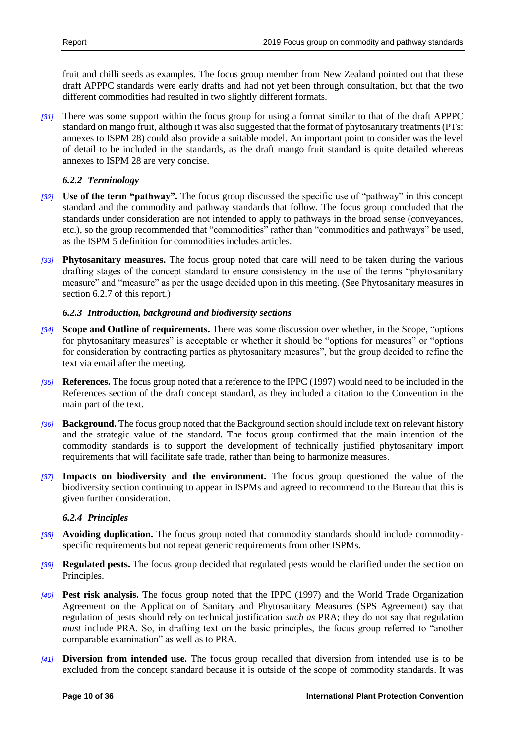fruit and chilli seeds as examples. The focus group member from New Zealand pointed out that these draft APPPC standards were early drafts and had not yet been through consultation, but that the two different commodities had resulted in two slightly different formats.

*[31]* There was some support within the focus group for using a format similar to that of the draft APPPC standard on mango fruit, although it was also suggested that the format of phytosanitary treatments (PTs: annexes to ISPM 28) could also provide a suitable model. An important point to consider was the level of detail to be included in the standards, as the draft mango fruit standard is quite detailed whereas annexes to ISPM 28 are very concise.

#### *6.2.2 Terminology*

*[32]* **Use of the term "pathway".** The focus group discussed the specific use of "pathway" in this concept standard and the commodity and pathway standards that follow. The focus group concluded that the standards under consideration are not intended to apply to pathways in the broad sense (conveyances, etc.), so the group recommended that "commodities" rather than "commodities and pathways" be used, as the ISPM 5 definition for commodities includes articles.

*[33]* **Phytosanitary measures.** The focus group noted that care will need to be taken during the various drafting stages of the concept standard to ensure consistency in the use of the terms "phytosanitary measure" and "measure" as per the usage decided upon in this meeting. (See Phytosanitary measures in section 6.2.7 of this report.)

#### *6.2.3 Introduction, background and biodiversity sections*

*[34]* **Scope and Outline of requirements.** There was some discussion over whether, in the Scope, "options for phytosanitary measures" is acceptable or whether it should be "options for measures" or "options for consideration by contracting parties as phytosanitary measures", but the group decided to refine the text via email after the meeting.

*[35]* **References.** The focus group noted that a reference to the IPPC (1997) would need to be included in the References section of the draft concept standard, as they included a citation to the Convention in the main part of the text.

*[36]* **Background.** The focus group noted that the Background section should include text on relevant history and the strategic value of the standard. The focus group confirmed that the main intention of the commodity standards is to support the development of technically justified phytosanitary import requirements that will facilitate safe trade, rather than being to harmonize measures.

*[37]* **Impacts on biodiversity and the environment.** The focus group questioned the value of the biodiversity section continuing to appear in ISPMs and agreed to recommend to the Bureau that this is given further consideration.

#### *6.2.4 Principles*

*[38]* **Avoiding duplication.** The focus group noted that commodity standards should include commodity-specific requirements but not repeat generic requirements from other ISPMs.

*[39]* **Regulated pests.** The focus group decided that regulated pests would be clarified under the section on Principles.

*[40]* **Pest risk analysis.** The focus group noted that the IPPC (1997) and the World Trade Organization Agreement on the Application of Sanitary and Phytosanitary Measures (SPS Agreement) say that regulation of pests should rely on technical justification *such as* PRA; they do not say that regulation *must* include PRA. So, in drafting text on the basic principles, the focus group referred to "another comparable examination" as well as to PRA.

*[41]* **Diversion from intended use.** The focus group recalled that diversion from intended use is to be excluded from the concept standard because it is outside of the scope of commodity standards. It was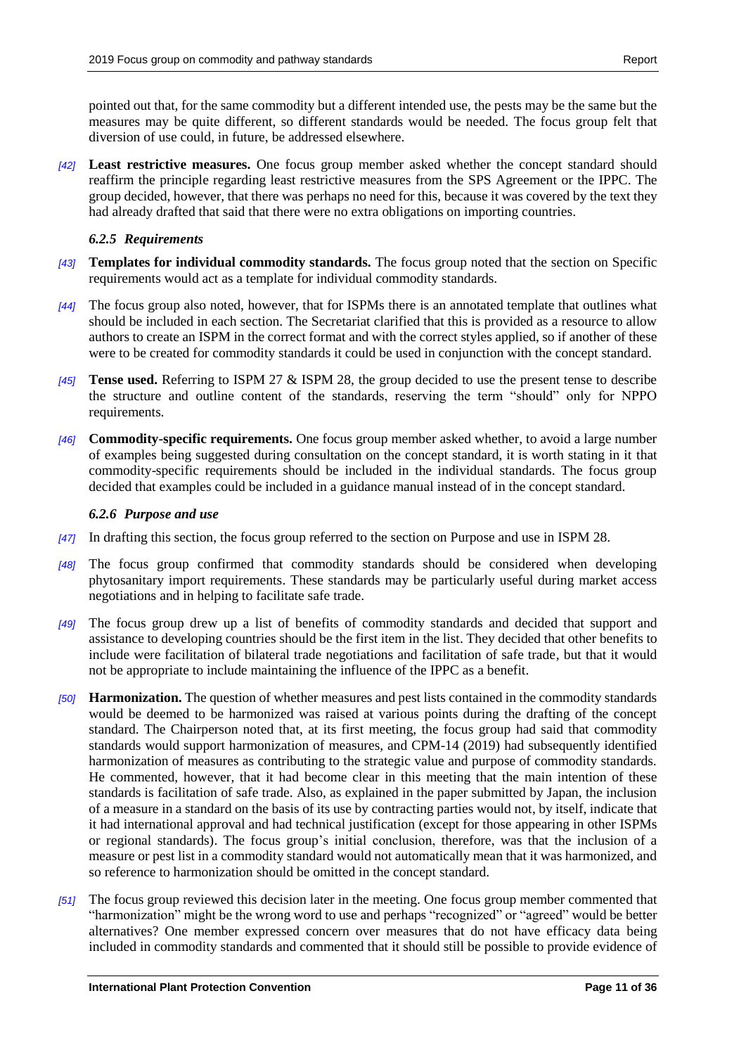pointed out that, for the same commodity but a different intended use, the pests may be the same but the measures may be quite different, so different standards would be needed. The focus group felt that diversion of use could, in future, be addressed elsewhere.

*[42]* **Least restrictive measures.** One focus group member asked whether the concept standard should reaffirm the principle regarding least restrictive measures from the SPS Agreement or the IPPC. The group decided, however, that there was perhaps no need for this, because it was covered by the text they had already drafted that said that there were no extra obligations on importing countries.

#### *6.2.5 Requirements*

*[43]* **Templates for individual commodity standards.** The focus group noted that the section on Specific requirements would act as a template for individual commodity standards.

*[44]* The focus group also noted, however, that for ISPMs there is an annotated template that outlines what should be included in each section. The Secretariat clarified that this is provided as a resource to allow authors to create an ISPM in the correct format and with the correct styles applied, so if another of these were to be created for commodity standards it could be used in conjunction with the concept standard.

*[45]* **Tense used.** Referring to ISPM 27 & ISPM 28, the group decided to use the present tense to describe the structure and outline content of the standards, reserving the term "should" only for NPPO requirements.

*[46]* **Commodity-specific requirements.** One focus group member asked whether, to avoid a large number of examples being suggested during consultation on the concept standard, it is worth stating in it that commodity-specific requirements should be included in the individual standards. The focus group decided that examples could be included in a guidance manual instead of in the concept standard.

#### *6.2.6 Purpose and use*

*[47]* In drafting this section, the focus group referred to the section on Purpose and use in ISPM 28.

*[48]* The focus group confirmed that commodity standards should be considered when developing phytosanitary import requirements. These standards may be particularly useful during market access negotiations and in helping to facilitate safe trade.

*[49]* The focus group drew up a list of benefits of commodity standards and decided that support and assistance to developing countries should be the first item in the list. They decided that other benefits to include were facilitation of bilateral trade negotiations and facilitation of safe trade, but that it would not be appropriate to include maintaining the influence of the IPPC as a benefit.

*[50]* **Harmonization.** The question of whether measures and pest lists contained in the commodity standards would be deemed to be harmonized was raised at various points during the drafting of the concept standard. The Chairperson noted that, at its first meeting, the focus group had said that commodity standards would support harmonization of measures, and CPM-14 (2019) had subsequently identified harmonization of measures as contributing to the strategic value and purpose of commodity standards. He commented, however, that it had become clear in this meeting that the main intention of these standards is facilitation of safe trade. Also, as explained in the paper submitted by Japan, the inclusion of a measure in a standard on the basis of its use by contracting parties would not, by itself, indicate that it had international approval and had technical justification (except for those appearing in other ISPMs or regional standards). The focus group's initial conclusion, therefore, was that the inclusion of a measure or pest list in a commodity standard would not automatically mean that it was harmonized, and so reference to harmonization should be omitted in the concept standard.

*[51]* The focus group reviewed this decision later in the meeting. One focus group member commented that "harmonization" might be the wrong word to use and perhaps "recognized" or "agreed" would be better alternatives? One member expressed concern over measures that do not have efficacy data being included in commodity standards and commented that it should still be possible to provide evidence of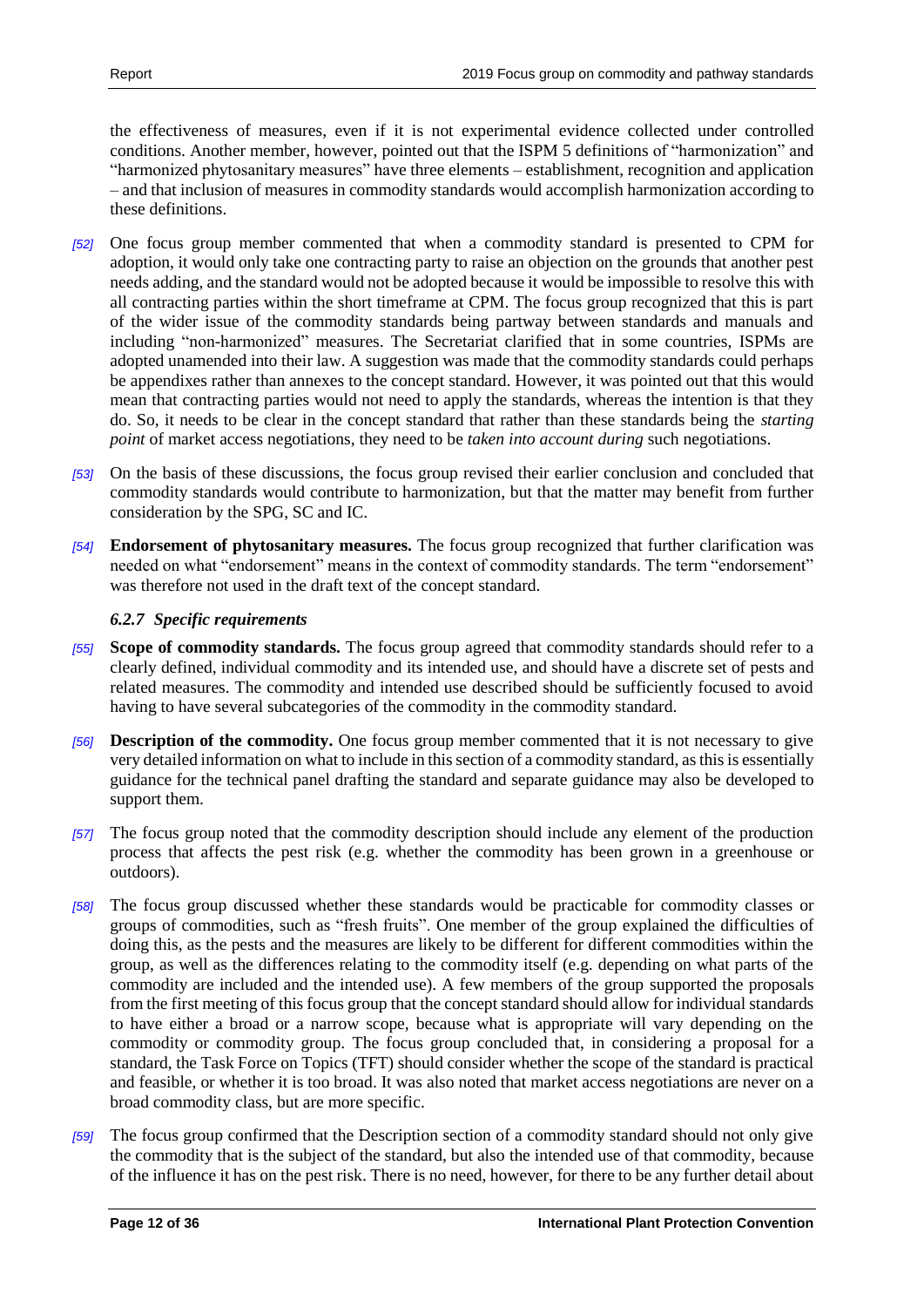the effectiveness of measures, even if it is not experimental evidence collected under controlled conditions. Another member, however, pointed out that the ISPM 5 definitions of "harmonization" and "harmonized phytosanitary measures" have three elements – establishment, recognition and application – and that inclusion of measures in commodity standards would accomplish harmonization according to these definitions.

*[52]* One focus group member commented that when a commodity standard is presented to CPM for adoption, it would only take one contracting party to raise an objection on the grounds that another pest needs adding, and the standard would not be adopted because it would be impossible to resolve this with all contracting parties within the short timeframe at CPM. The focus group recognized that this is part of the wider issue of the commodity standards being partway between standards and manuals and including "non-harmonized" measures. The Secretariat clarified that in some countries, ISPMs are adopted unamended into their law. A suggestion was made that the commodity standards could perhaps be appendixes rather than annexes to the concept standard. However, it was pointed out that this would mean that contracting parties would not need to apply the standards, whereas the intention is that they do. So, it needs to be clear in the concept standard that rather than these standards being the *starting point* of market access negotiations, they need to be *taken into account during* such negotiations.

*[53]* On the basis of these discussions, the focus group revised their earlier conclusion and concluded that commodity standards would contribute to harmonization, but that the matter may benefit from further consideration by the SPG, SC and IC.

*[54]* **Endorsement of phytosanitary measures.** The focus group recognized that further clarification was needed on what "endorsement" means in the context of commodity standards. The term "endorsement" was therefore not used in the draft text of the concept standard.

### *6.2.7 Specific requirements*

*[55]* **Scope of commodity standards.** The focus group agreed that commodity standards should refer to a clearly defined, individual commodity and its intended use, and should have a discrete set of pests and related measures. The commodity and intended use described should be sufficiently focused to avoid having to have several subcategories of the commodity in the commodity standard.

*[56]* **Description of the commodity.** One focus group member commented that it is not necessary to give very detailed information on what to include in this section of a commodity standard, as this is essentially guidance for the technical panel drafting the standard and separate guidance may also be developed to support them.

*[57]* The focus group noted that the commodity description should include any element of the production process that affects the pest risk (e.g. whether the commodity has been grown in a greenhouse or outdoors).

*[58]* The focus group discussed whether these standards would be practicable for commodity classes or groups of commodities, such as "fresh fruits". One member of the group explained the difficulties of doing this, as the pests and the measures are likely to be different for different commodities within the group, as well as the differences relating to the commodity itself (e.g. depending on what parts of the commodity are included and the intended use). A few members of the group supported the proposals from the first meeting of this focus group that the concept standard should allow for individual standards to have either a broad or a narrow scope, because what is appropriate will vary depending on the commodity or commodity group. The focus group concluded that, in considering a proposal for a standard, the Task Force on Topics (TFT) should consider whether the scope of the standard is practical and feasible, or whether it is too broad. It was also noted that market access negotiations are never on a broad commodity class, but are more specific.

*[59]* The focus group confirmed that the Description section of a commodity standard should not only give the commodity that is the subject of the standard, but also the intended use of that commodity, because of the influence it has on the pest risk. There is no need, however, for there to be any further detail about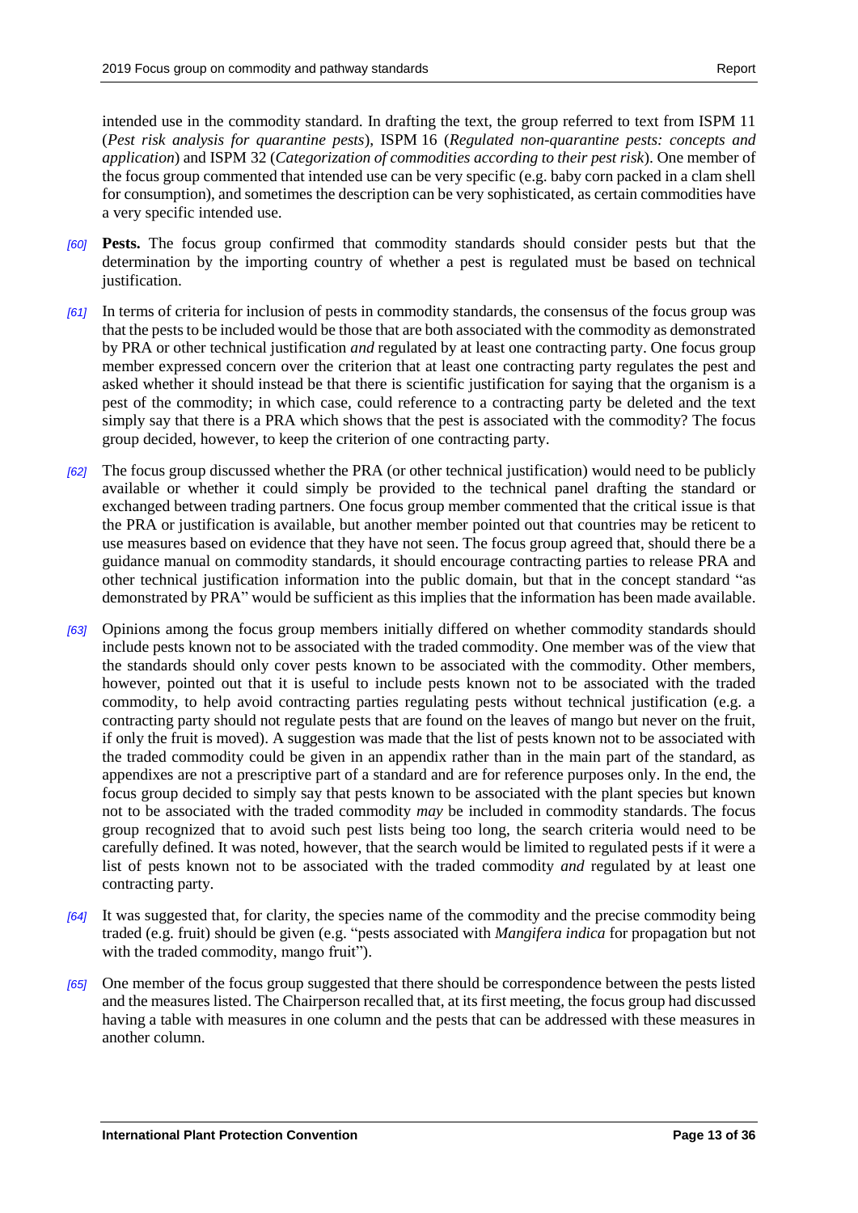intended use in the commodity standard. In drafting the text, the group referred to text from ISPM 11 (*Pest risk analysis for quarantine pests*), ISPM 16 (*Regulated non-quarantine pests: concepts and application*) and ISPM 32 (*Categorization of commodities according to their pest risk*). One member of the focus group commented that intended use can be very specific (e.g. baby corn packed in a clam shell for consumption), and sometimes the description can be very sophisticated, as certain commodities have a very specific intended use.

*[60]* **Pests.** The focus group confirmed that commodity standards should consider pests but that the determination by the importing country of whether a pest is regulated must be based on technical justification.

*[61]* In terms of criteria for inclusion of pests in commodity standards, the consensus of the focus group was that the pests to be included would be those that are both associated with the commodity as demonstrated by PRA or other technical justification *and* regulated by at least one contracting party. One focus group member expressed concern over the criterion that at least one contracting party regulates the pest and asked whether it should instead be that there is scientific justification for saying that the organism is a pest of the commodity; in which case, could reference to a contracting party be deleted and the text simply say that there is a PRA which shows that the pest is associated with the commodity? The focus group decided, however, to keep the criterion of one contracting party.

*[62]* The focus group discussed whether the PRA (or other technical justification) would need to be publicly available or whether it could simply be provided to the technical panel drafting the standard or exchanged between trading partners. One focus group member commented that the critical issue is that the PRA or justification is available, but another member pointed out that countries may be reticent to use measures based on evidence that they have not seen. The focus group agreed that, should there be a guidance manual on commodity standards, it should encourage contracting parties to release PRA and other technical justification information into the public domain, but that in the concept standard "as demonstrated by PRA" would be sufficient as this implies that the information has been made available.

*[63]* Opinions among the focus group members initially differed on whether commodity standards should include pests known not to be associated with the traded commodity. One member was of the view that the standards should only cover pests known to be associated with the commodity. Other members, however, pointed out that it is useful to include pests known not to be associated with the traded commodity, to help avoid contracting parties regulating pests without technical justification (e.g. a contracting party should not regulate pests that are found on the leaves of mango but never on the fruit, if only the fruit is moved). A suggestion was made that the list of pests known not to be associated with the traded commodity could be given in an appendix rather than in the main part of the standard, as appendixes are not a prescriptive part of a standard and are for reference purposes only. In the end, the focus group decided to simply say that pests known to be associated with the plant species but known not to be associated with the traded commodity *may* be included in commodity standards. The focus group recognized that to avoid such pest lists being too long, the search criteria would need to be carefully defined. It was noted, however, that the search would be limited to regulated pests if it were a list of pests known not to be associated with the traded commodity *and* regulated by at least one contracting party.

*[64]* It was suggested that, for clarity, the species name of the commodity and the precise commodity being traded (e.g. fruit) should be given (e.g. "pests associated with *Mangifera indica* for propagation but not with the traded commodity, mango fruit").

*[65]* One member of the focus group suggested that there should be correspondence between the pests listed and the measures listed. The Chairperson recalled that, at its first meeting, the focus group had discussed having a table with measures in one column and the pests that can be addressed with these measures in another column.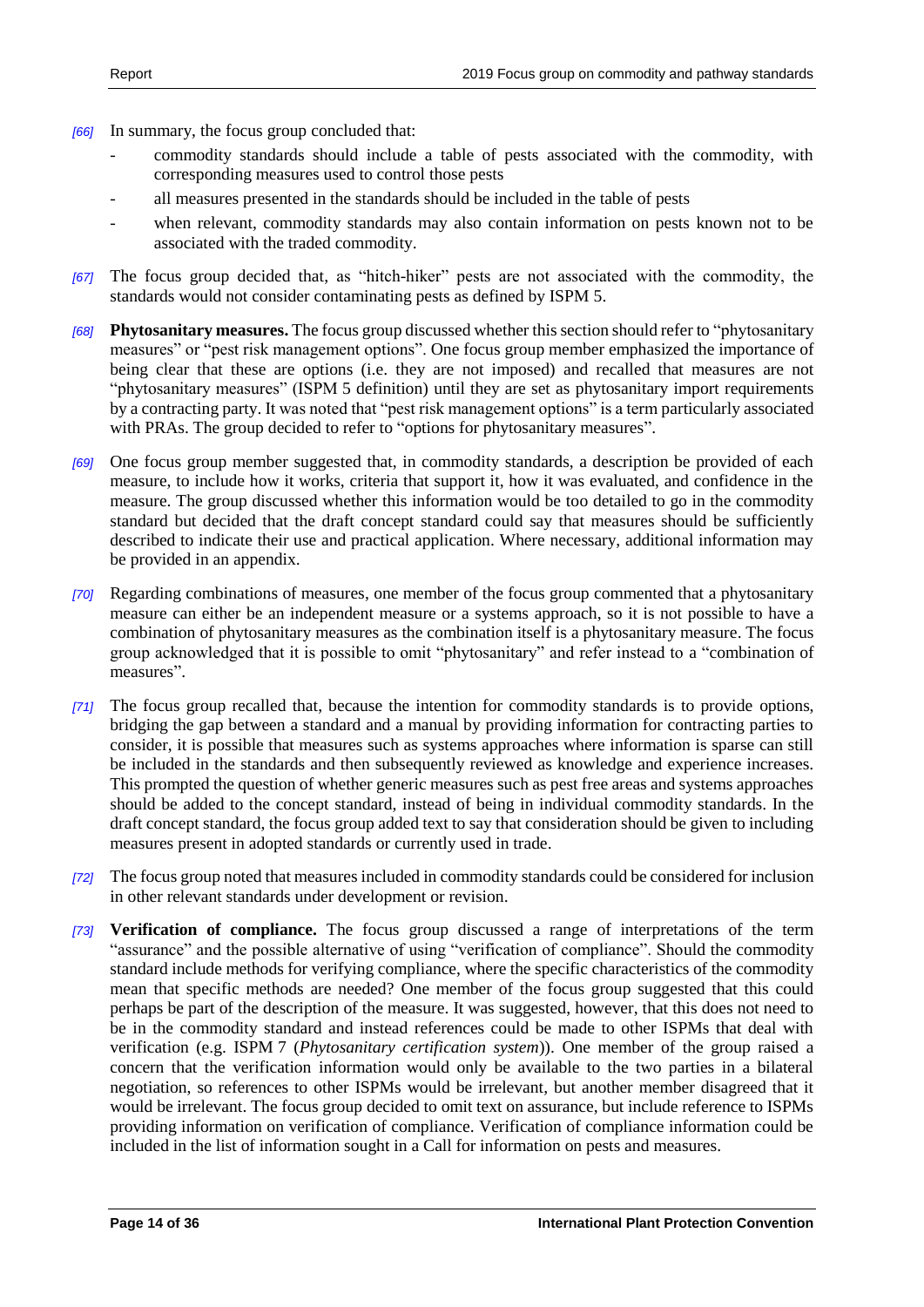*[66]* In summary, the focus group concluded that:

- commodity standards should include a table of pests associated with the commodity, with corresponding measures used to control those pests
- all measures presented in the standards should be included in the table of pests
- when relevant, commodity standards may also contain information on pests known not to be associated with the traded commodity.

*[67]* The focus group decided that, as "hitch-hiker" pests are not associated with the commodity, the standards would not consider contaminating pests as defined by ISPM 5.

*[68]* **Phytosanitary measures.** The focus group discussed whether this section should refer to "phytosanitary measures" or "pest risk management options". One focus group member emphasized the importance of being clear that these are options (i.e. they are not imposed) and recalled that measures are not "phytosanitary measures" (ISPM 5 definition) until they are set as phytosanitary import requirements by a contracting party. It was noted that "pest risk management options" is a term particularly associated with PRAs. The group decided to refer to "options for phytosanitary measures".

*[69]* One focus group member suggested that, in commodity standards, a description be provided of each measure, to include how it works, criteria that support it, how it was evaluated, and confidence in the measure. The group discussed whether this information would be too detailed to go in the commodity standard but decided that the draft concept standard could say that measures should be sufficiently described to indicate their use and practical application. Where necessary, additional information may be provided in an appendix.

*[70]* Regarding combinations of measures, one member of the focus group commented that a phytosanitary measure can either be an independent measure or a systems approach, so it is not possible to have a combination of phytosanitary measures as the combination itself is a phytosanitary measure. The focus group acknowledged that it is possible to omit "phytosanitary" and refer instead to a "combination of measures".

*[71]* The focus group recalled that, because the intention for commodity standards is to provide options, bridging the gap between a standard and a manual by providing information for contracting parties to consider, it is possible that measures such as systems approaches where information is sparse can still be included in the standards and then subsequently reviewed as knowledge and experience increases. This prompted the question of whether generic measures such as pest free areas and systems approaches should be added to the concept standard, instead of being in individual commodity standards. In the draft concept standard, the focus group added text to say that consideration should be given to including measures present in adopted standards or currently used in trade.

*[72]* The focus group noted that measures included in commodity standards could be considered for inclusion in other relevant standards under development or revision.

*[73]* **Verification of compliance.** The focus group discussed a range of interpretations of the term "assurance" and the possible alternative of using "verification of compliance". Should the commodity standard include methods for verifying compliance, where the specific characteristics of the commodity mean that specific methods are needed? One member of the focus group suggested that this could perhaps be part of the description of the measure. It was suggested, however, that this does not need to be in the commodity standard and instead references could be made to other ISPMs that deal with verification (e.g. ISPM 7 (*Phytosanitary certification system*)). One member of the group raised a concern that the verification information would only be available to the two parties in a bilateral negotiation, so references to other ISPMs would be irrelevant, but another member disagreed that it would be irrelevant. The focus group decided to omit text on assurance, but include reference to ISPMs providing information on verification of compliance. Verification of compliance information could be included in the list of information sought in a Call for information on pests and measures.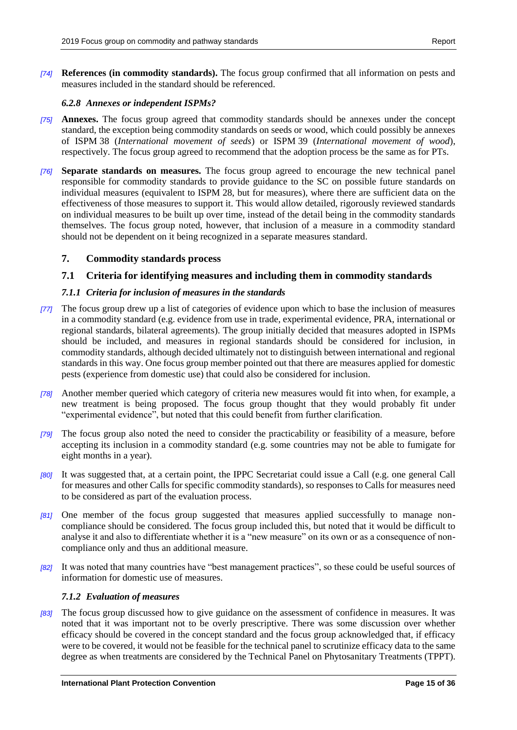*[74]* **References (in commodity standards).** The focus group confirmed that all information on pests and measures included in the standard should be referenced.

#### *6.2.8 Annexes or independent ISPMs?*

*[75]* **Annexes.** The focus group agreed that commodity standards should be annexes under the concept standard, the exception being commodity standards on seeds or wood, which could possibly be annexes of ISPM 38 (*International movement of seeds*) or ISPM 39 (*International movement of wood*), respectively. The focus group agreed to recommend that the adoption process be the same as for PTs.

*[76]* **Separate standards on measures.** The focus group agreed to encourage the new technical panel responsible for commodity standards to provide guidance to the SC on possible future standards on individual measures (equivalent to ISPM 28, but for measures), where there are sufficient data on the effectiveness of those measures to support it. This would allow detailed, rigorously reviewed standards on individual measures to be built up over time, instead of the detail being in the commodity standards themselves. The focus group noted, however, that inclusion of a measure in a commodity standard should not be dependent on it being recognized in a separate measures standard.

## 7. Commodity standards process

## 7.1 Criteria for identifying measures and including them in commodity standards

#### *7.1.1 Criteria for inclusion of measures in the standards*

*[77]* The focus group drew up a list of categories of evidence upon which to base the inclusion of measures in a commodity standard (e.g. evidence from use in trade, experimental evidence, PRA, international or regional standards, bilateral agreements). The group initially decided that measures adopted in ISPMs should be included, and measures in regional standards should be considered for inclusion, in commodity standards, although decided ultimately not to distinguish between international and regional standards in this way. One focus group member pointed out that there are measures applied for domestic pests (experience from domestic use) that could also be considered for inclusion.

*[78]* Another member queried which category of criteria new measures would fit into when, for example, a new treatment is being proposed. The focus group thought that they would probably fit under "experimental evidence", but noted that this could benefit from further clarification.

*[79]* The focus group also noted the need to consider the practicability or feasibility of a measure, before accepting its inclusion in a commodity standard (e.g. some countries may not be able to fumigate for eight months in a year).

*[80]* It was suggested that, at a certain point, the IPPC Secretariat could issue a Call (e.g. one general Call for measures and other Calls for specific commodity standards), so responses to Calls for measures need to be considered as part of the evaluation process.

*[81]* One member of the focus group suggested that measures applied successfully to manage non-compliance should be considered. The focus group included this, but noted that it would be difficult to analyse it and also to differentiate whether it is a "new measure" on its own or as a consequence of non-compliance only and thus an additional measure.

*[82]* It was noted that many countries have "best management practices", so these could be useful sources of information for domestic use of measures.

#### *7.1.2 Evaluation of measures*

*[83]* The focus group discussed how to give guidance on the assessment of confidence in measures. It was noted that it was important not to be overly prescriptive. There was some discussion over whether efficacy should be covered in the concept standard and the focus group acknowledged that, if efficacy were to be covered, it would not be feasible for the technical panel to scrutinize efficacy data to the same degree as when treatments are considered by the Technical Panel on Phytosanitary Treatments (TPPT).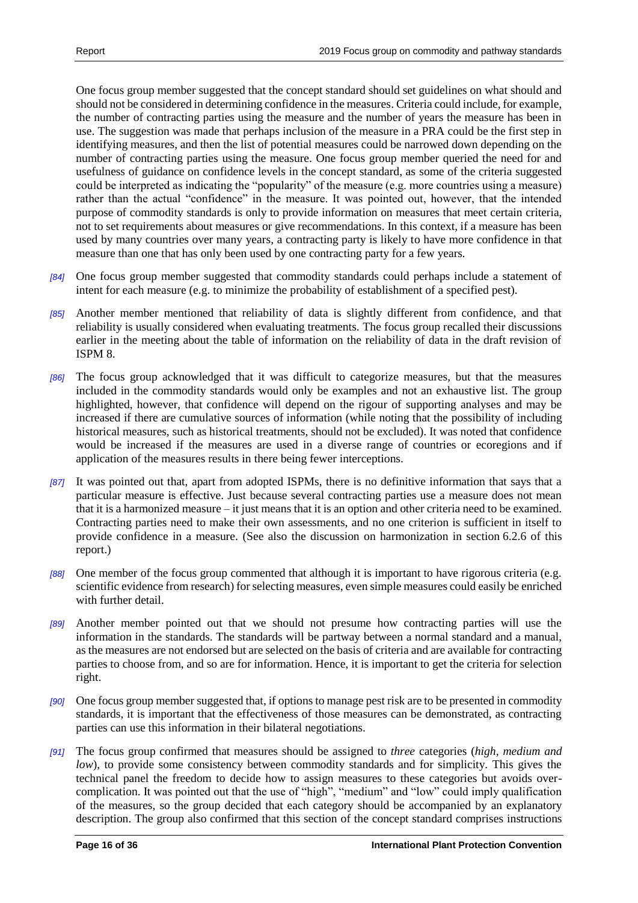One focus group member suggested that the concept standard should set guidelines on what should and should not be considered in determining confidence in the measures. Criteria could include, for example, the number of contracting parties using the measure and the number of years the measure has been in use. The suggestion was made that perhaps inclusion of the measure in a PRA could be the first step in identifying measures, and then the list of potential measures could be narrowed down depending on the number of contracting parties using the measure. One focus group member queried the need for and usefulness of guidance on confidence levels in the concept standard, as some of the criteria suggested could be interpreted as indicating the "popularity" of the measure (e.g. more countries using a measure) rather than the actual "confidence" in the measure. It was pointed out, however, that the intended purpose of commodity standards is only to provide information on measures that meet certain criteria, not to set requirements about measures or give recommendations. In this context, if a measure has been used by many countries over many years, a contracting party is likely to have more confidence in that measure than one that has only been used by one contracting party for a few years.

*[84]* One focus group member suggested that commodity standards could perhaps include a statement of intent for each measure (e.g. to minimize the probability of establishment of a specified pest).

*[85]* Another member mentioned that reliability of data is slightly different from confidence, and that reliability is usually considered when evaluating treatments. The focus group recalled their discussions earlier in the meeting about the table of information on the reliability of data in the draft revision of ISPM 8.

*[86]* The focus group acknowledged that it was difficult to categorize measures, but that the measures included in the commodity standards would only be examples and not an exhaustive list. The group highlighted, however, that confidence will depend on the rigour of supporting analyses and may be increased if there are cumulative sources of information (while noting that the possibility of including historical measures, such as historical treatments, should not be excluded). It was noted that confidence would be increased if the measures are used in a diverse range of countries or ecoregions and if application of the measures results in there being fewer interceptions.

*[87]* It was pointed out that, apart from adopted ISPMs, there is no definitive information that says that a particular measure is effective. Just because several contracting parties use a measure does not mean that it is a harmonized measure – it just means that it is an option and other criteria need to be examined. Contracting parties need to make their own assessments, and no one criterion is sufficient in itself to provide confidence in a measure. (See also the discussion on harmonization in section 6.2.6 of this report.)

*[88]* One member of the focus group commented that although it is important to have rigorous criteria (e.g. scientific evidence from research) for selecting measures, even simple measures could easily be enriched with further detail.

*[89]* Another member pointed out that we should not presume how contracting parties will use the information in the standards. The standards will be partway between a normal standard and a manual, as the measures are not endorsed but are selected on the basis of criteria and are available for contracting parties to choose from, and so are for information. Hence, it is important to get the criteria for selection right.

*[90]* One focus group member suggested that, if options to manage pest risk are to be presented in commodity standards, it is important that the effectiveness of those measures can be demonstrated, as contracting parties can use this information in their bilateral negotiations.

*[91]* The focus group confirmed that measures should be assigned to *three* categories (*high, medium and low*), to provide some consistency between commodity standards and for simplicity. This gives the technical panel the freedom to decide how to assign measures to these categories but avoids over-complication. It was pointed out that the use of "high", "medium" and "low" could imply qualification of the measures, so the group decided that each category should be accompanied by an explanatory description. The group also confirmed that this section of the concept standard comprises instructions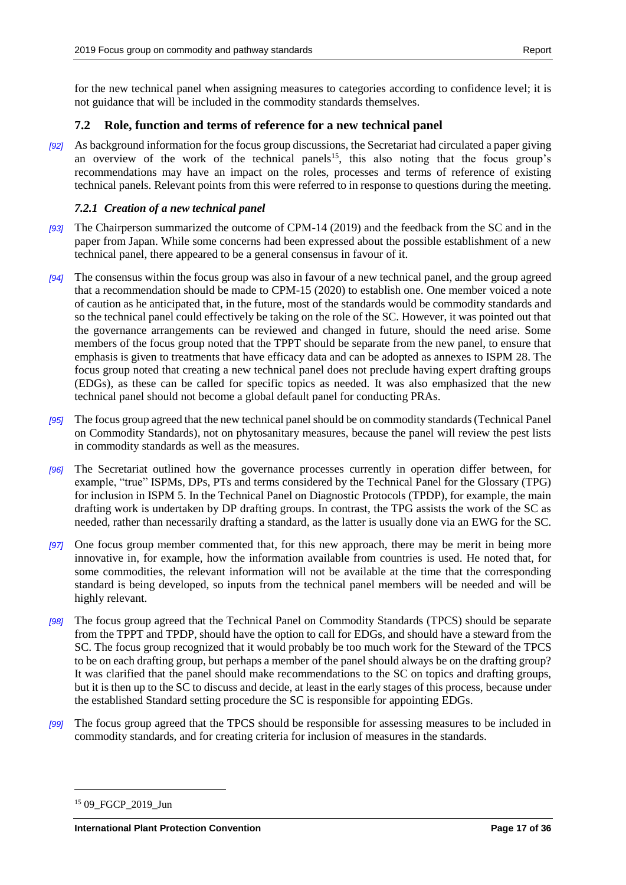for the new technical panel when assigning measures to categories according to confidence level; it is not guidance that will be included in the commodity standards themselves.

## 7.2 Role, function and terms of reference for a new technical panel

*[92]* As background information for the focus group discussions, the Secretariat had circulated a paper giving an overview of the work of the technical panels[15], this also noting that the focus group's recommendations may have an impact on the roles, processes and terms of reference of existing technical panels. Relevant points from this were referred to in response to questions during the meeting.

### *7.2.1 Creation of a new technical panel*

*[93]* The Chairperson summarized the outcome of CPM-14 (2019) and the feedback from the SC and in the paper from Japan. While some concerns had been expressed about the possible establishment of a new technical panel, there appeared to be a general consensus in favour of it.

*[94]* The consensus within the focus group was also in favour of a new technical panel, and the group agreed that a recommendation should be made to CPM-15 (2020) to establish one. One member voiced a note of caution as he anticipated that, in the future, most of the standards would be commodity standards and so the technical panel could effectively be taking on the role of the SC. However, it was pointed out that the governance arrangements can be reviewed and changed in future, should the need arise. Some members of the focus group noted that the TPPT should be separate from the new panel, to ensure that emphasis is given to treatments that have efficacy data and can be adopted as annexes to ISPM 28. The focus group noted that creating a new technical panel does not preclude having expert drafting groups (EDGs), as these can be called for specific topics as needed. It was also emphasized that the new technical panel should not become a global default panel for conducting PRAs.

*[95]* The focus group agreed that the new technical panel should be on commodity standards (Technical Panel on Commodity Standards), not on phytosanitary measures, because the panel will review the pest lists in commodity standards as well as the measures.

*[96]* The Secretariat outlined how the governance processes currently in operation differ between, for example, "true" ISPMs, DPs, PTs and terms considered by the Technical Panel for the Glossary (TPG) for inclusion in ISPM 5. In the Technical Panel on Diagnostic Protocols (TPDP), for example, the main drafting work is undertaken by DP drafting groups. In contrast, the TPG assists the work of the SC as needed, rather than necessarily drafting a standard, as the latter is usually done via an EWG for the SC.

*[97]* One focus group member commented that, for this new approach, there may be merit in being more innovative in, for example, how the information available from countries is used. He noted that, for some commodities, the relevant information will not be available at the time that the corresponding standard is being developed, so inputs from the technical panel members will be needed and will be highly relevant.

*[98]* The focus group agreed that the Technical Panel on Commodity Standards (TPCS) should be separate from the TPPT and TPDP, should have the option to call for EDGs, and should have a steward from the SC. The focus group recognized that it would probably be too much work for the Steward of the TPCS to be on each drafting group, but perhaps a member of the panel should always be on the drafting group? It was clarified that the panel should make recommendations to the SC on topics and drafting groups, but it is then up to the SC to discuss and decide, at least in the early stages of this process, because under the established Standard setting procedure the SC is responsible for appointing EDGs.

*[99]* The focus group agreed that the TPCS should be responsible for assessing measures to be included in commodity standards, and for creating criteria for inclusion of measures in the standards.

---

[15] 09_FGCP_2019_Jun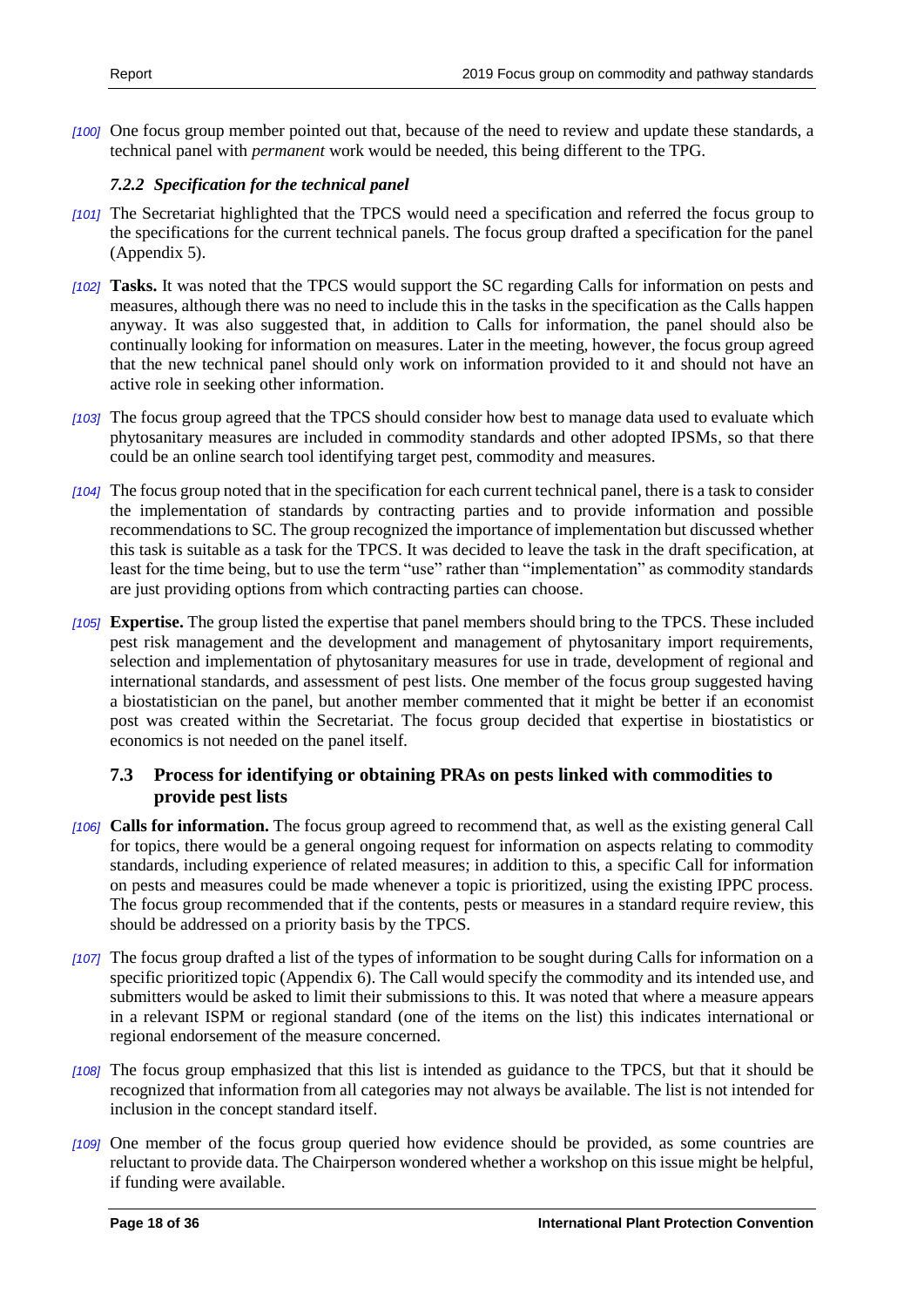*[100]* One focus group member pointed out that, because of the need to review and update these standards, a technical panel with *permanent* work would be needed, this being different to the TPG.

#### *7.2.2 Specification for the technical panel*

*[101]* The Secretariat highlighted that the TPCS would need a specification and referred the focus group to the specifications for the current technical panels. The focus group drafted a specification for the panel (Appendix 5).

*[102]* **Tasks.** It was noted that the TPCS would support the SC regarding Calls for information on pests and measures, although there was no need to include this in the tasks in the specification as the Calls happen anyway. It was also suggested that, in addition to Calls for information, the panel should also be continually looking for information on measures. Later in the meeting, however, the focus group agreed that the new technical panel should only work on information provided to it and should not have an active role in seeking other information.

*[103]* The focus group agreed that the TPCS should consider how best to manage data used to evaluate which phytosanitary measures are included in commodity standards and other adopted IPSMs, so that there could be an online search tool identifying target pest, commodity and measures.

*[104]* The focus group noted that in the specification for each current technical panel, there is a task to consider the implementation of standards by contracting parties and to provide information and possible recommendations to SC. The group recognized the importance of implementation but discussed whether this task is suitable as a task for the TPCS. It was decided to leave the task in the draft specification, at least for the time being, but to use the term "use" rather than "implementation" as commodity standards are just providing options from which contracting parties can choose.

*[105]* **Expertise.** The group listed the expertise that panel members should bring to the TPCS. These included pest risk management and the development and management of phytosanitary import requirements, selection and implementation of phytosanitary measures for use in trade, development of regional and international standards, and assessment of pest lists. One member of the focus group suggested having a biostatistician on the panel, but another member commented that it might be better if an economist post was created within the Secretariat. The focus group decided that expertise in biostatistics or economics is not needed on the panel itself.

### 7.3 Process for identifying or obtaining PRAs on pests linked with commodities to provide pest lists

*[106]* **Calls for information.** The focus group agreed to recommend that, as well as the existing general Call for topics, there would be a general ongoing request for information on aspects relating to commodity standards, including experience of related measures; in addition to this, a specific Call for information on pests and measures could be made whenever a topic is prioritized, using the existing IPPC process. The focus group recommended that if the contents, pests or measures in a standard require review, this should be addressed on a priority basis by the TPCS.

*[107]* The focus group drafted a list of the types of information to be sought during Calls for information on a specific prioritized topic (Appendix 6). The Call would specify the commodity and its intended use, and submitters would be asked to limit their submissions to this. It was noted that where a measure appears in a relevant ISPM or regional standard (one of the items on the list) this indicates international or regional endorsement of the measure concerned.

*[108]* The focus group emphasized that this list is intended as guidance to the TPCS, but that it should be recognized that information from all categories may not always be available. The list is not intended for inclusion in the concept standard itself.

*[109]* One member of the focus group queried how evidence should be provided, as some countries are reluctant to provide data. The Chairperson wondered whether a workshop on this issue might be helpful, if funding were available.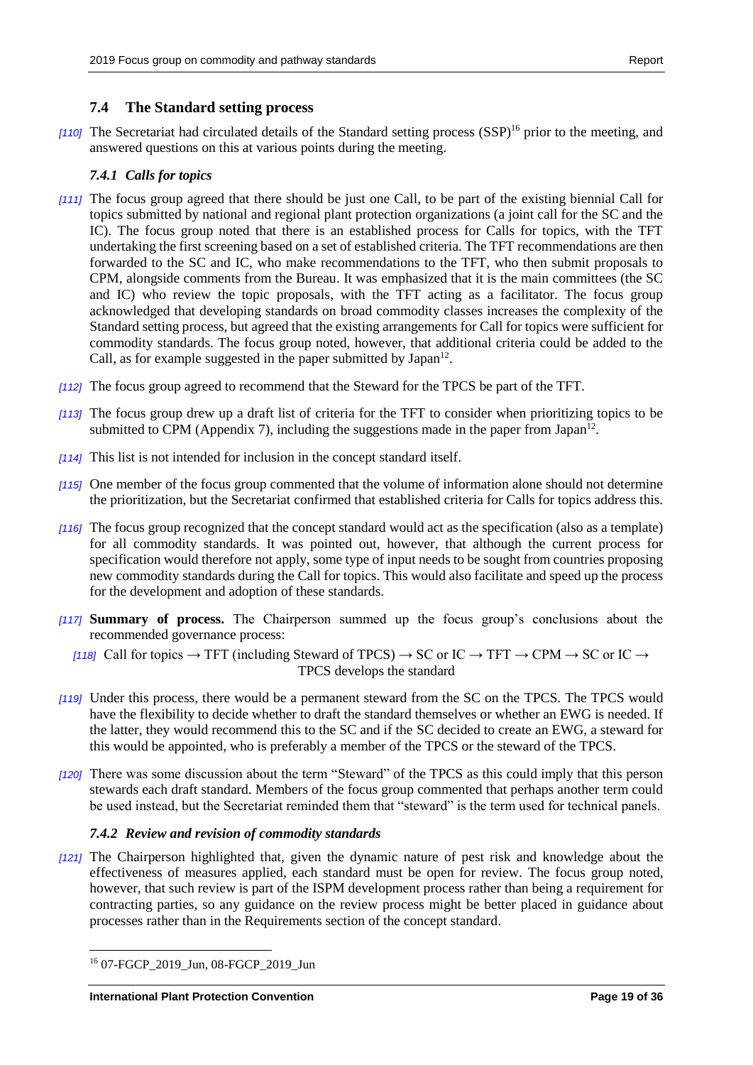## 7.4 The Standard setting process

*[110]* The Secretariat had circulated details of the Standard setting process (SSP)[16] prior to the meeting, and answered questions on this at various points during the meeting.

### *7.4.1 Calls for topics*

*[111]* The focus group agreed that there should be just one Call, to be part of the existing biennial Call for topics submitted by national and regional plant protection organizations (a joint call for the SC and the IC). The focus group noted that there is an established process for Calls for topics, with the TFT undertaking the first screening based on a set of established criteria. The TFT recommendations are then forwarded to the SC and IC, who make recommendations to the TFT, who then submit proposals to CPM, alongside comments from the Bureau. It was emphasized that it is the main committees (the SC and IC) who review the topic proposals, with the TFT acting as a facilitator. The focus group acknowledged that developing standards on broad commodity classes increases the complexity of the Standard setting process, but agreed that the existing arrangements for Call for topics were sufficient for commodity standards. The focus group noted, however, that additional criteria could be added to the Call, as for example suggested in the paper submitted by Japan[12].

*[112]* The focus group agreed to recommend that the Steward for the TPCS be part of the TFT.

*[113]* The focus group drew up a draft list of criteria for the TFT to consider when prioritizing topics to be submitted to CPM (Appendix 7), including the suggestions made in the paper from Japan[12].

*[114]* This list is not intended for inclusion in the concept standard itself.

*[115]* One member of the focus group commented that the volume of information alone should not determine the prioritization, but the Secretariat confirmed that established criteria for Calls for topics address this.

*[116]* The focus group recognized that the concept standard would act as the specification (also as a template) for all commodity standards. It was pointed out, however, that although the current process for specification would therefore not apply, some type of input needs to be sought from countries proposing new commodity standards during the Call for topics. This would also facilitate and speed up the process for the development and adoption of these standards.

*[117]* **Summary of process.** The Chairperson summed up the focus group's conclusions about the recommended governance process:

*[118]* Call for topics → TFT (including Steward of TPCS) → SC or IC → TFT → CPM → SC or IC → TPCS develops the standard

*[119]* Under this process, there would be a permanent steward from the SC on the TPCS. The TPCS would have the flexibility to decide whether to draft the standard themselves or whether an EWG is needed. If the latter, they would recommend this to the SC and if the SC decided to create an EWG, a steward for this would be appointed, who is preferably a member of the TPCS or the steward of the TPCS.

*[120]* There was some discussion about the term "Steward" of the TPCS as this could imply that this person stewards each draft standard. Members of the focus group commented that perhaps another term could be used instead, but the Secretariat reminded them that "steward" is the term used for technical panels.

### *7.4.2 Review and revision of commodity standards*

*[121]* The Chairperson highlighted that, given the dynamic nature of pest risk and knowledge about the effectiveness of measures applied, each standard must be open for review. The focus group noted, however, that such review is part of the ISPM development process rather than being a requirement for contracting parties, so any guidance on the review process might be better placed in guidance about processes rather than in the Requirements section of the concept standard.

---

[16] 07-FGCP_2019_Jun, 08-FGCP_2019_Jun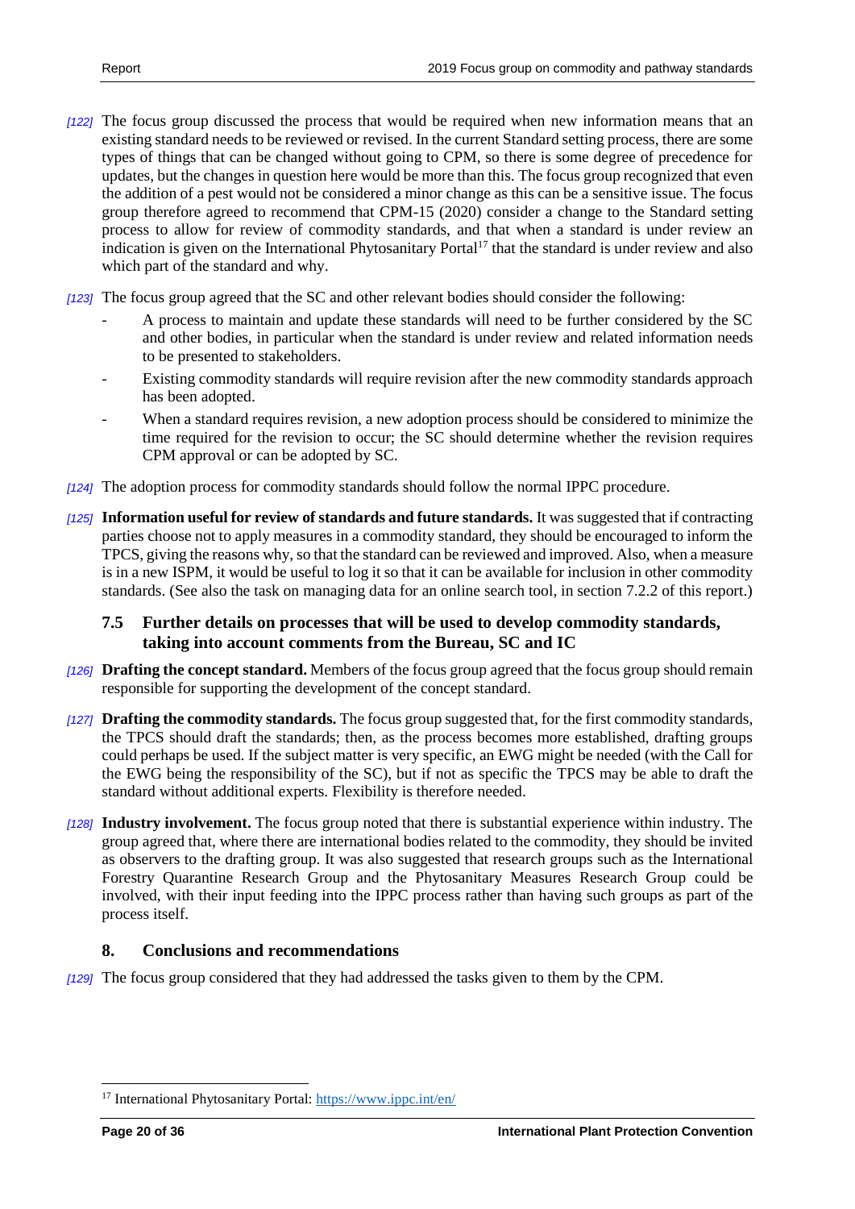[122] The focus group discussed the process that would be required when new information means that an existing standard needs to be reviewed or revised. In the current Standard setting process, there are some types of things that can be changed without going to CPM, so there is some degree of precedence for updates, but the changes in question here would be more than this. The focus group recognized that even the addition of a pest would not be considered a minor change as this can be a sensitive issue. The focus group therefore agreed to recommend that CPM-15 (2020) consider a change to the Standard setting process to allow for review of commodity standards, and that when a standard is under review an indication is given on the International Phytosanitary Portal[17] that the standard is under review and also which part of the standard and why.

[123] The focus group agreed that the SC and other relevant bodies should consider the following:

- A process to maintain and update these standards will need to be further considered by the SC and other bodies, in particular when the standard is under review and related information needs to be presented to stakeholders.
- Existing commodity standards will require revision after the new commodity standards approach has been adopted.
- When a standard requires revision, a new adoption process should be considered to minimize the time required for the revision to occur; the SC should determine whether the revision requires CPM approval or can be adopted by SC.

[124] The adoption process for commodity standards should follow the normal IPPC procedure.

[125] **Information useful for review of standards and future standards.** It was suggested that if contracting parties choose not to apply measures in a commodity standard, they should be encouraged to inform the TPCS, giving the reasons why, so that the standard can be reviewed and improved. Also, when a measure is in a new ISPM, it would be useful to log it so that it can be available for inclusion in other commodity standards. (See also the task on managing data for an online search tool, in section 7.2.2 of this report.)

### 7.5 Further details on processes that will be used to develop commodity standards, taking into account comments from the Bureau, SC and IC

[126] **Drafting the concept standard.** Members of the focus group agreed that the focus group should remain responsible for supporting the development of the concept standard.

[127] **Drafting the commodity standards.** The focus group suggested that, for the first commodity standards, the TPCS should draft the standards; then, as the process becomes more established, drafting groups could perhaps be used. If the subject matter is very specific, an EWG might be needed (with the Call for the EWG being the responsibility of the SC), but if not as specific the TPCS may be able to draft the standard without additional experts. Flexibility is therefore needed.

[128] **Industry involvement.** The focus group noted that there is substantial experience within industry. The group agreed that, where there are international bodies related to the commodity, they should be invited as observers to the drafting group. It was also suggested that research groups such as the International Forestry Quarantine Research Group and the Phytosanitary Measures Research Group could be involved, with their input feeding into the IPPC process rather than having such groups as part of the process itself.

## 8. Conclusions and recommendations

[129] The focus group considered that they had addressed the tasks given to them by the CPM.

---

[17] International Phytosanitary Portal: https://www.ippc.int/en/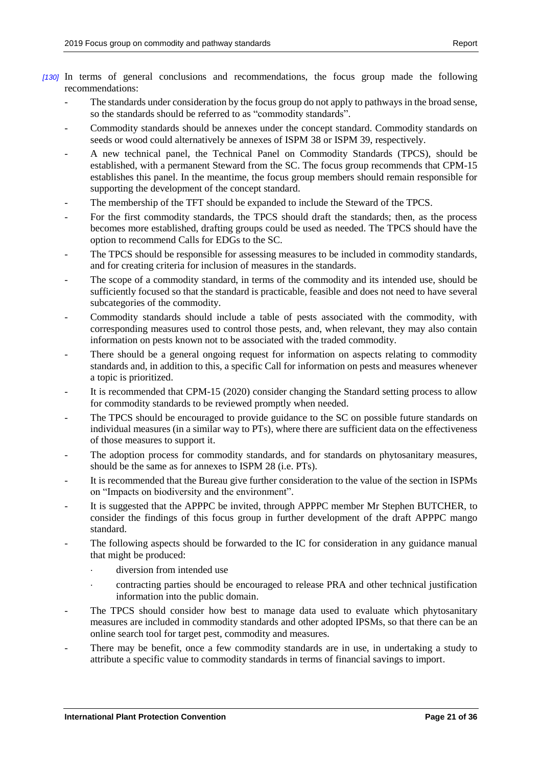*[130]* In terms of general conclusions and recommendations, the focus group made the following recommendations:

- The standards under consideration by the focus group do not apply to pathways in the broad sense, so the standards should be referred to as "commodity standards".
- Commodity standards should be annexes under the concept standard. Commodity standards on seeds or wood could alternatively be annexes of ISPM 38 or ISPM 39, respectively.
- A new technical panel, the Technical Panel on Commodity Standards (TPCS), should be established, with a permanent Steward from the SC. The focus group recommends that CPM-15 establishes this panel. In the meantime, the focus group members should remain responsible for supporting the development of the concept standard.
- The membership of the TFT should be expanded to include the Steward of the TPCS.
- For the first commodity standards, the TPCS should draft the standards; then, as the process becomes more established, drafting groups could be used as needed. The TPCS should have the option to recommend Calls for EDGs to the SC.
- The TPCS should be responsible for assessing measures to be included in commodity standards, and for creating criteria for inclusion of measures in the standards.
- The scope of a commodity standard, in terms of the commodity and its intended use, should be sufficiently focused so that the standard is practicable, feasible and does not need to have several subcategories of the commodity.
- Commodity standards should include a table of pests associated with the commodity, with corresponding measures used to control those pests, and, when relevant, they may also contain information on pests known not to be associated with the traded commodity.
- There should be a general ongoing request for information on aspects relating to commodity standards and, in addition to this, a specific Call for information on pests and measures whenever a topic is prioritized.
- It is recommended that CPM-15 (2020) consider changing the Standard setting process to allow for commodity standards to be reviewed promptly when needed.
- The TPCS should be encouraged to provide guidance to the SC on possible future standards on individual measures (in a similar way to PTs), where there are sufficient data on the effectiveness of those measures to support it.
- The adoption process for commodity standards, and for standards on phytosanitary measures, should be the same as for annexes to ISPM 28 (i.e. PTs).
- It is recommended that the Bureau give further consideration to the value of the section in ISPMs on "Impacts on biodiversity and the environment".
- It is suggested that the APPPC be invited, through APPPC member Mr Stephen BUTCHER, to consider the findings of this focus group in further development of the draft APPPC mango standard.
- The following aspects should be forwarded to the IC for consideration in any guidance manual that might be produced:
  - diversion from intended use
  - contracting parties should be encouraged to release PRA and other technical justification information into the public domain.
- The TPCS should consider how best to manage data used to evaluate which phytosanitary measures are included in commodity standards and other adopted IPSMs, so that there can be an online search tool for target pest, commodity and measures.
- There may be benefit, once a few commodity standards are in use, in undertaking a study to attribute a specific value to commodity standards in terms of financial savings to import.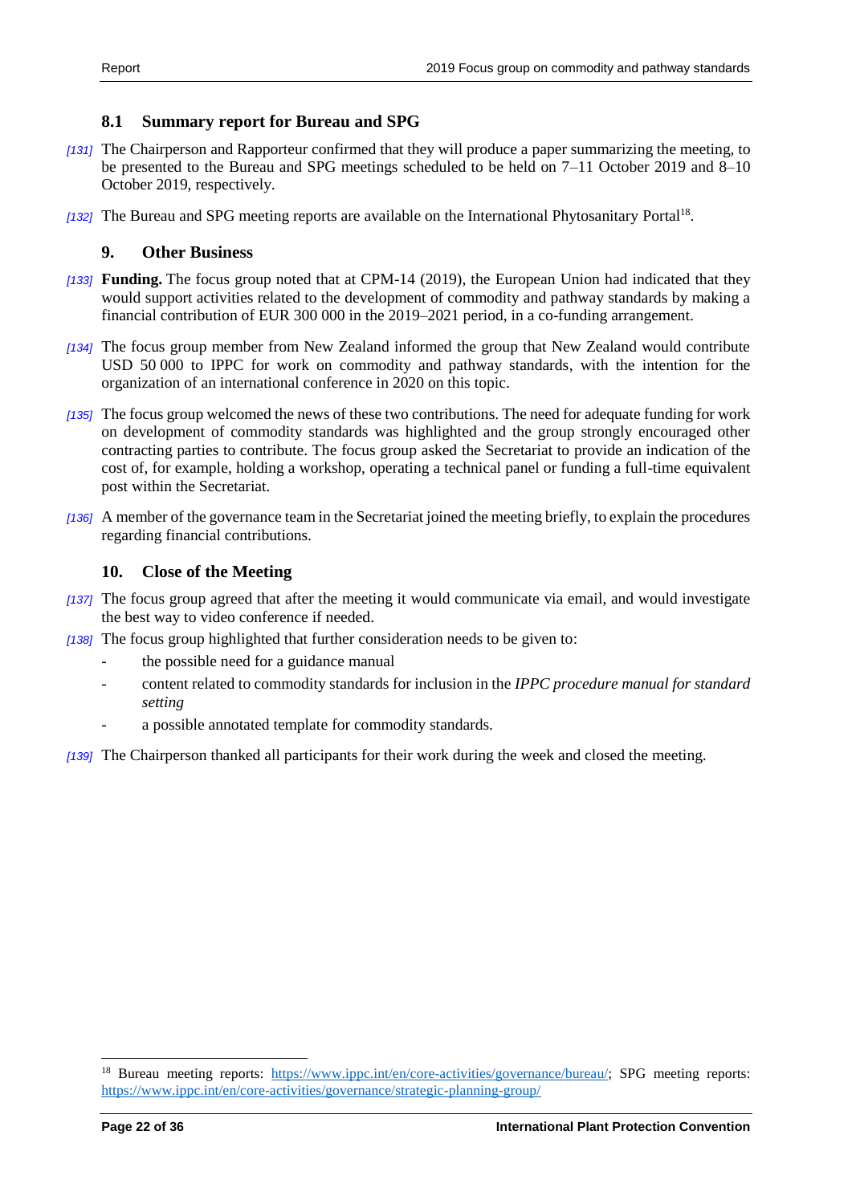### 8.1 Summary report for Bureau and SPG

*[131]* The Chairperson and Rapporteur confirmed that they will produce a paper summarizing the meeting, to be presented to the Bureau and SPG meetings scheduled to be held on 7–11 October 2019 and 8–10 October 2019, respectively.

*[132]* The Bureau and SPG meeting reports are available on the International Phytosanitary Portal[18].

## 9. Other Business

*[133]* **Funding.** The focus group noted that at CPM-14 (2019), the European Union had indicated that they would support activities related to the development of commodity and pathway standards by making a financial contribution of EUR 300 000 in the 2019–2021 period, in a co-funding arrangement.

*[134]* The focus group member from New Zealand informed the group that New Zealand would contribute USD 50 000 to IPPC for work on commodity and pathway standards, with the intention for the organization of an international conference in 2020 on this topic.

*[135]* The focus group welcomed the news of these two contributions. The need for adequate funding for work on development of commodity standards was highlighted and the group strongly encouraged other contracting parties to contribute. The focus group asked the Secretariat to provide an indication of the cost of, for example, holding a workshop, operating a technical panel or funding a full-time equivalent post within the Secretariat.

*[136]* A member of the governance team in the Secretariat joined the meeting briefly, to explain the procedures regarding financial contributions.

## 10. Close of the Meeting

*[137]* The focus group agreed that after the meeting it would communicate via email, and would investigate the best way to video conference if needed.

*[138]* The focus group highlighted that further consideration needs to be given to:

- the possible need for a guidance manual
- content related to commodity standards for inclusion in the *IPPC procedure manual for standard setting*
- a possible annotated template for commodity standards.

*[139]* The Chairperson thanked all participants for their work during the week and closed the meeting.

---

[18] Bureau meeting reports: https://www.ippc.int/en/core-activities/governance/bureau/; SPG meeting reports: https://www.ippc.int/en/core-activities/governance/strategic-planning-group/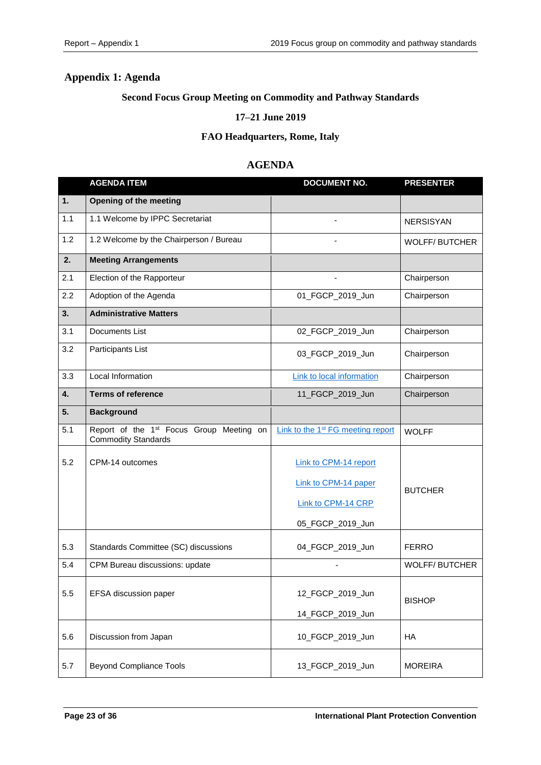# Appendix 1: Agenda

## Second Focus Group Meeting on Commodity and Pathway Standards

### 17–21 June 2019

### FAO Headquarters, Rome, Italy

## AGENDA

| | AGENDA ITEM | DOCUMENT NO. | PRESENTER |
|---|---|---|---|
| **1.** | **Opening of the meeting** | | |
| 1.1 | 1.1 Welcome by IPPC Secretariat | - | NERSISYAN |
| 1.2 | 1.2 Welcome by the Chairperson / Bureau | - | WOLFF/ BUTCHER |
| **2.** | **Meeting Arrangements** | | |
| 2.1 | Election of the Rapporteur | - | Chairperson |
| 2.2 | Adoption of the Agenda | 01_FGCP_2019_Jun | Chairperson |
| **3.** | **Administrative Matters** | | |
| 3.1 | Documents List | 02_FGCP_2019_Jun | Chairperson |
| 3.2 | Participants List | 03_FGCP_2019_Jun | Chairperson |
| 3.3 | Local Information | Link to local information | Chairperson |
| **4.** | **Terms of reference** | 11_FGCP_2019_Jun | Chairperson |
| **5.** | **Background** | | |
| 5.1 | Report of the 1st Focus Group Meeting on Commodity Standards | Link to the 1st FG meeting report | WOLFF |
| 5.2 | CPM-14 outcomes | Link to CPM-14 report<br>Link to CPM-14 paper<br>Link to CPM-14 CRP<br>05_FGCP_2019_Jun | BUTCHER |
| 5.3 | Standards Committee (SC) discussions | 04_FGCP_2019_Jun | FERRO |
| 5.4 | CPM Bureau discussions: update | - | WOLFF/ BUTCHER |
| 5.5 | EFSA discussion paper | 12_FGCP_2019_Jun<br>14_FGCP_2019_Jun | BISHOP |
| 5.6 | Discussion from Japan | 10_FGCP_2019_Jun | HA |
| 5.7 | Beyond Compliance Tools | 13_FGCP_2019_Jun | MOREIRA |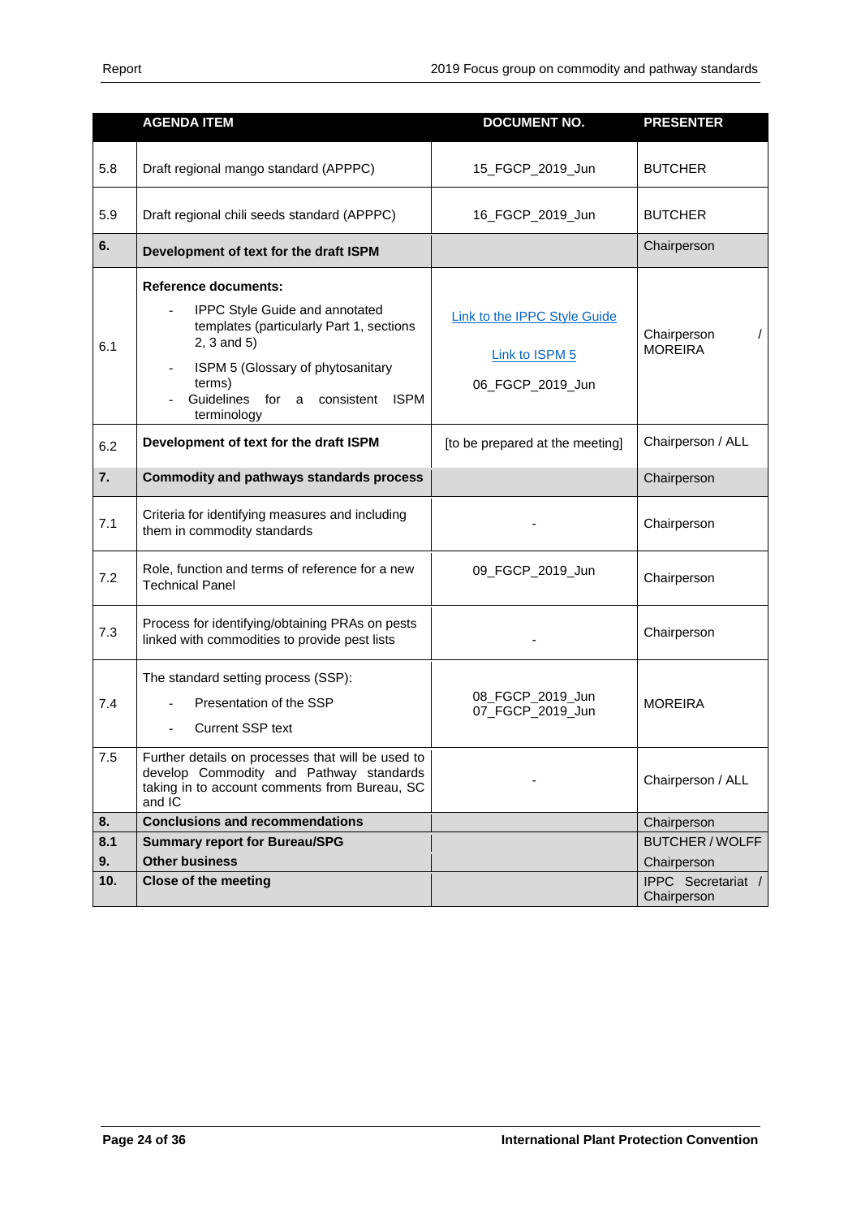| | AGENDA ITEM | DOCUMENT NO. | PRESENTER |
|---|---|---|---|
| 5.8 | Draft regional mango standard (APPPC) | 15_FGCP_2019_Jun | BUTCHER |
| 5.9 | Draft regional chili seeds standard (APPPC) | 16_FGCP_2019_Jun | BUTCHER |
| **6.** | **Development of text for the draft ISPM** | | Chairperson |
| 6.1 | **Reference documents:**<br>- IPPC Style Guide and annotated templates (particularly Part 1, sections 2, 3 and 5)<br>- ISPM 5 (Glossary of phytosanitary terms)<br>- Guidelines for a consistent ISPM terminology | Link to the IPPC Style Guide<br>Link to ISPM 5<br>06_FGCP_2019_Jun | Chairperson / MOREIRA |
| 6.2 | **Development of text for the draft ISPM** | [to be prepared at the meeting] | Chairperson / ALL |
| **7.** | **Commodity and pathways standards process** | | Chairperson |
| 7.1 | Criteria for identifying measures and including them in commodity standards | - | Chairperson |
| 7.2 | Role, function and terms of reference for a new Technical Panel | 09_FGCP_2019_Jun | Chairperson |
| 7.3 | Process for identifying/obtaining PRAs on pests linked with commodities to provide pest lists | - | Chairperson |
| 7.4 | The standard setting process (SSP):<br>- Presentation of the SSP<br>- Current SSP text | 08_FGCP_2019_Jun<br>07_FGCP_2019_Jun | MOREIRA |
| 7.5 | Further details on processes that will be used to develop Commodity and Pathway standards taking in to account comments from Bureau, SC and IC | - | Chairperson / ALL |
| **8.** | **Conclusions and recommendations** | | Chairperson |
| **8.1** | **Summary report for Bureau/SPG** | | BUTCHER / WOLFF |
| **9.** | **Other business** | | Chairperson |
| **10.** | **Close of the meeting** | | IPPC Secretariat / Chairperson |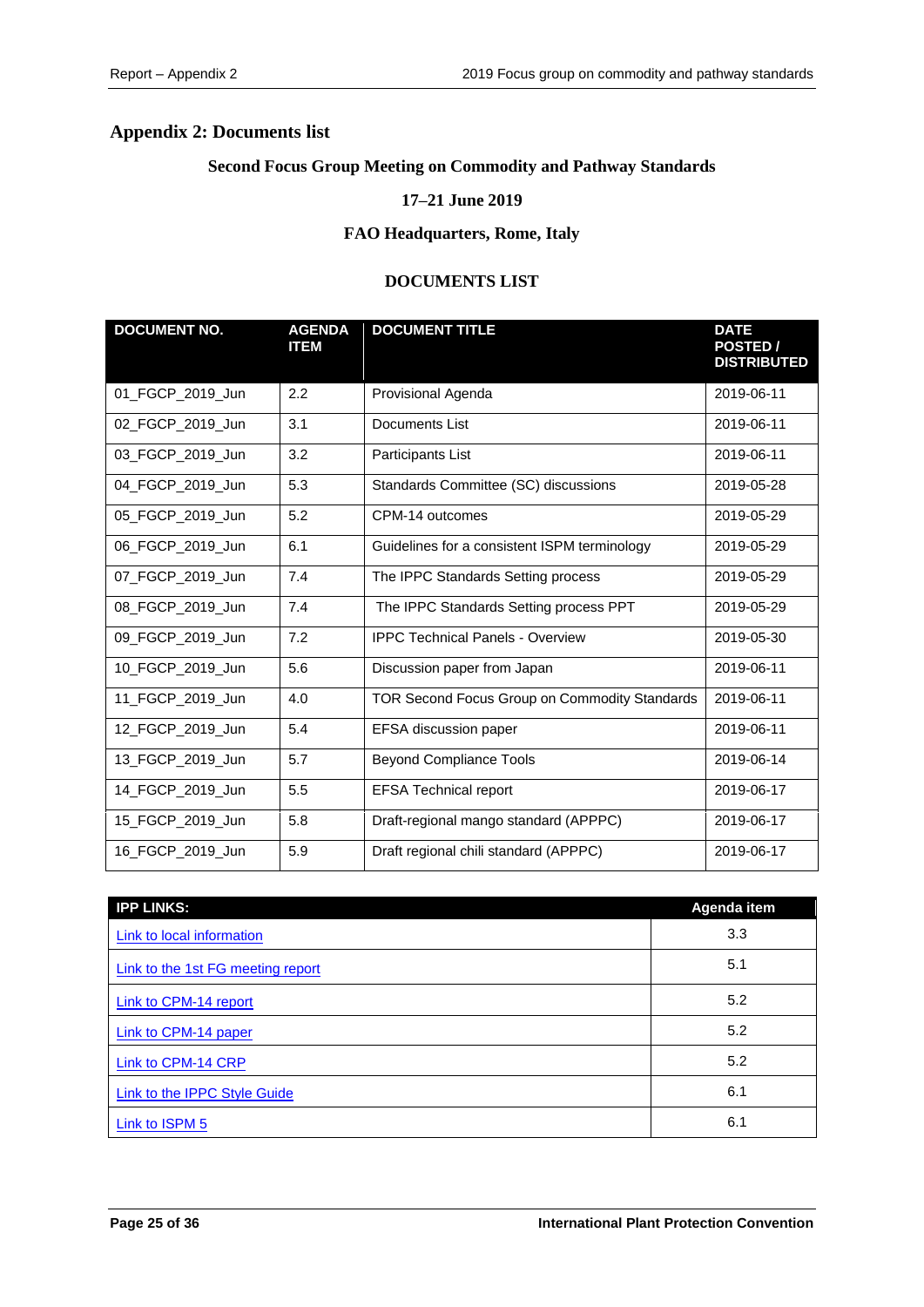## Appendix 2: Documents list

### Second Focus Group Meeting on Commodity and Pathway Standards

### 17–21 June 2019

### FAO Headquarters, Rome, Italy

### DOCUMENTS LIST

| DOCUMENT NO. | AGENDA ITEM | DOCUMENT TITLE | DATE POSTED / DISTRIBUTED |
|---|---|---|---|
| 01_FGCP_2019_Jun | 2.2 | Provisional Agenda | 2019-06-11 |
| 02_FGCP_2019_Jun | 3.1 | Documents List | 2019-06-11 |
| 03_FGCP_2019_Jun | 3.2 | Participants List | 2019-06-11 |
| 04_FGCP_2019_Jun | 5.3 | Standards Committee (SC) discussions | 2019-05-28 |
| 05_FGCP_2019_Jun | 5.2 | CPM-14 outcomes | 2019-05-29 |
| 06_FGCP_2019_Jun | 6.1 | Guidelines for a consistent ISPM terminology | 2019-05-29 |
| 07_FGCP_2019_Jun | 7.4 | The IPPC Standards Setting process | 2019-05-29 |
| 08_FGCP_2019_Jun | 7.4 | The IPPC Standards Setting process PPT | 2019-05-29 |
| 09_FGCP_2019_Jun | 7.2 | IPPC Technical Panels - Overview | 2019-05-30 |
| 10_FGCP_2019_Jun | 5.6 | Discussion paper from Japan | 2019-06-11 |
| 11_FGCP_2019_Jun | 4.0 | TOR Second Focus Group on Commodity Standards | 2019-06-11 |
| 12_FGCP_2019_Jun | 5.4 | EFSA discussion paper | 2019-06-11 |
| 13_FGCP_2019_Jun | 5.7 | Beyond Compliance Tools | 2019-06-14 |
| 14_FGCP_2019_Jun | 5.5 | EFSA Technical report | 2019-06-17 |
| 15_FGCP_2019_Jun | 5.8 | Draft-regional mango standard (APPPC) | 2019-06-17 |
| 16_FGCP_2019_Jun | 5.9 | Draft regional chili standard (APPPC) | 2019-06-17 |

| IPP LINKS: | Agenda item |
|---|---|
| Link to local information | 3.3 |
| Link to the 1st FG meeting report | 5.1 |
| Link to CPM-14 report | 5.2 |
| Link to CPM-14 paper | 5.2 |
| Link to CPM-14 CRP | 5.2 |
| Link to the IPPC Style Guide | 6.1 |
| Link to ISPM 5 | 6.1 |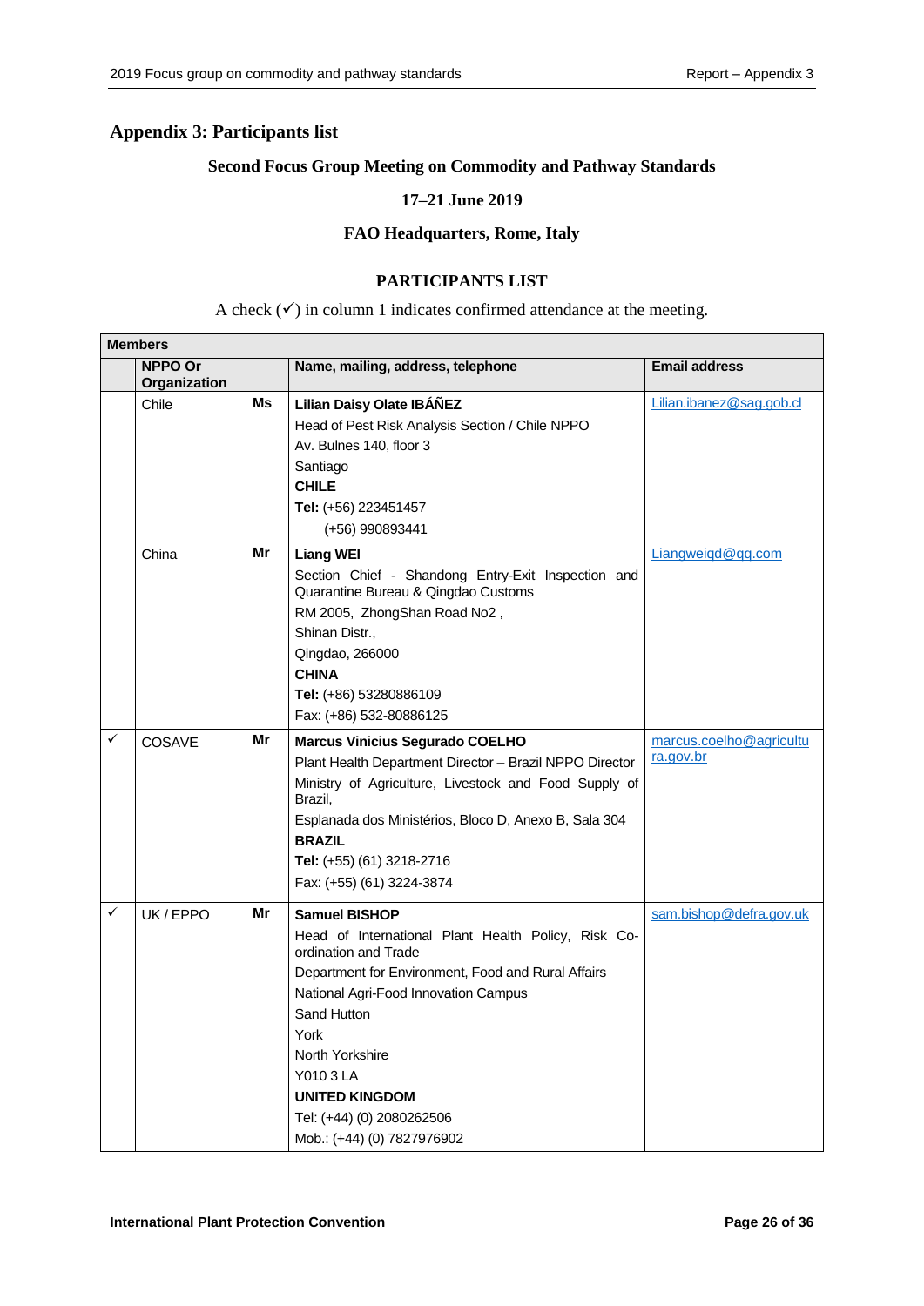## Appendix 3: Participants list

**Second Focus Group Meeting on Commodity and Pathway Standards**

**17–21 June 2019**

**FAO Headquarters, Rome, Italy**

**PARTICIPANTS LIST**

A check (✓) in column 1 indicates confirmed attendance at the meeting.

| Members | | | | |
|---|---|---|---|---|
| | **NPPO Or Organization** | | **Name, mailing, address, telephone** | **Email address** |
| | Chile | **Ms** | **Lilian Daisy Olate IBÁÑEZ**<br>Head of Pest Risk Analysis Section / Chile NPPO<br>Av. Bulnes 140, floor 3<br>Santiago<br>**CHILE**<br>**Tel:** (+56) 223451457<br>(+56) 990893441 | Lilian.ibanez@sag.gob.cl |
| | China | **Mr** | **Liang WEI**<br>Section Chief - Shandong Entry-Exit Inspection and Quarantine Bureau & Qingdao Customs<br>RM 2005, ZhongShan Road No2 ,<br>Shinan Distr.,<br>Qingdao, 266000<br>**CHINA**<br>**Tel:** (+86) 53280886109<br>Fax: (+86) 532-80886125 | Liangweiqd@qq.com |
| ✓ | COSAVE | **Mr** | **Marcus Vinicius Segurado COELHO**<br>Plant Health Department Director – Brazil NPPO Director<br>Ministry of Agriculture, Livestock and Food Supply of Brazil,<br>Esplanada dos Ministérios, Bloco D, Anexo B, Sala 304<br>**BRAZIL**<br>**Tel:** (+55) (61) 3218-2716<br>Fax: (+55) (61) 3224-3874 | marcus.coelho@agricultura.gov.br |
| ✓ | UK / EPPO | **Mr** | **Samuel BISHOP**<br>Head of International Plant Health Policy, Risk Co-ordination and Trade<br>Department for Environment, Food and Rural Affairs<br>National Agri-Food Innovation Campus<br>Sand Hutton<br>York<br>North Yorkshire<br>Y010 3 LA<br>**UNITED KINGDOM**<br>Tel: (+44) (0) 2080262506<br>Mob.: (+44) (0) 7827976902 | sam.bishop@defra.gov.uk |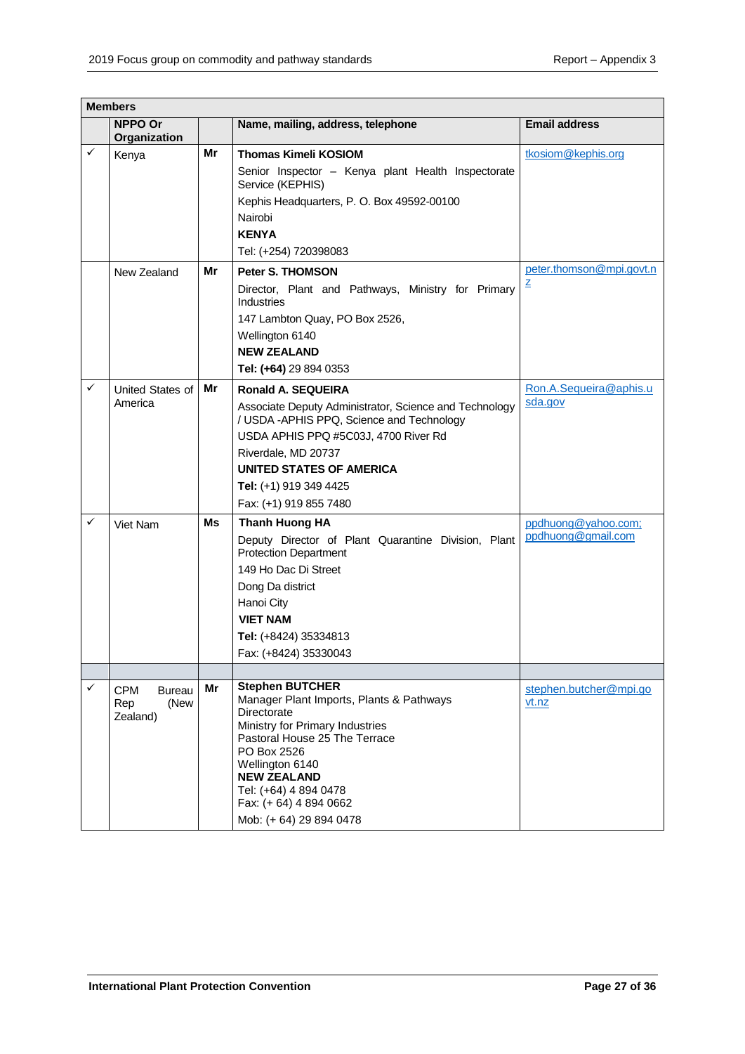| Members | | | | |
|---|---|---|---|---|
| | **NPPO Or Organization** | | **Name, mailing, address, telephone** | **Email address** |
| ✓ | Kenya | **Mr** | **Thomas Kimeli KOSIOM**<br>Senior Inspector – Kenya plant Health Inspectorate Service (KEPHIS)<br>Kephis Headquarters, P. O. Box 49592-00100<br>Nairobi<br>**KENYA**<br>Tel: (+254) 720398083 | tkosiom@kephis.org |
| | New Zealand | **Mr** | **Peter S. THOMSON**<br>Director, Plant and Pathways, Ministry for Primary Industries<br>147 Lambton Quay, PO Box 2526,<br>Wellington 6140<br>**NEW ZEALAND**<br>**Tel: (+64)** 29 894 0353 | peter.thomson@mpi.govt.nz |
| ✓ | United States of America | **Mr** | **Ronald A. SEQUEIRA**<br>Associate Deputy Administrator, Science and Technology / USDA -APHIS PPQ, Science and Technology<br>USDA APHIS PPQ #5C03J, 4700 River Rd<br>Riverdale, MD 20737<br>**UNITED STATES OF AMERICA**<br>**Tel:** (+1) 919 349 4425<br>Fax: (+1) 919 855 7480 | Ron.A.Sequeira@aphis.usda.gov |
| ✓ | Viet Nam | **Ms** | **Thanh Huong HA**<br>Deputy Director of Plant Quarantine Division, Plant Protection Department<br>149 Ho Dac Di Street<br>Dong Da district<br>Hanoi City<br>**VIET NAM**<br>**Tel:** (+8424) 35334813<br>Fax: (+8424) 35330043 | ppdhuong@yahoo.com; ppdhuong@gmail.com |
| | | | | |
| ✓ | CPM Bureau Rep (New Zealand) | **Mr** | **Stephen BUTCHER**<br>Manager Plant Imports, Plants & Pathways Directorate<br>Ministry for Primary Industries<br>Pastoral House 25 The Terrace<br>PO Box 2526<br>Wellington 6140<br>**NEW ZEALAND**<br>Tel: (+64) 4 894 0478<br>Fax: (+ 64) 4 894 0662<br>Mob: (+ 64) 29 894 0478 | stephen.butcher@mpi.govt.nz |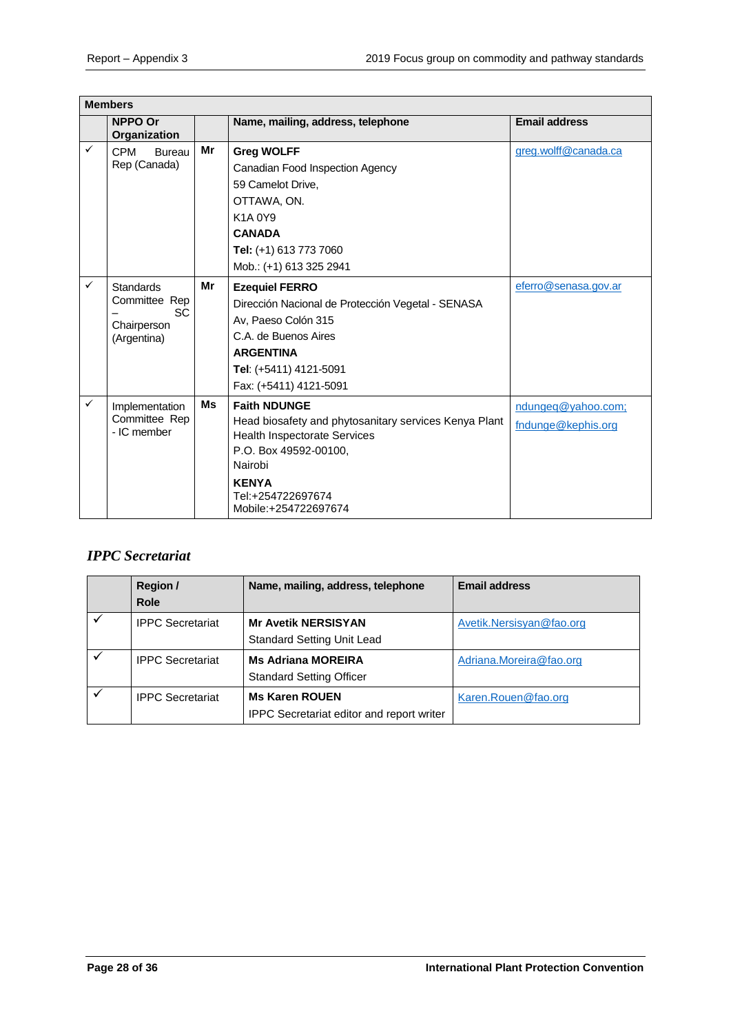| Members | | | | |
|---|---|---|---|---|
| | **NPPO Or Organization** | | **Name, mailing, address, telephone** | **Email address** |
| ✓ | CPM Bureau Rep (Canada) | **Mr** | **Greg WOLFF**<br>Canadian Food Inspection Agency<br>59 Camelot Drive,<br>OTTAWA, ON.<br>K1A 0Y9<br>**CANADA**<br>**Tel:** (+1) 613 773 7060<br>Mob.: (+1) 613 325 2941 | greg.wolff@canada.ca |
| ✓ | Standards Committee Rep – SC Chairperson (Argentina) | **Mr** | **Ezequiel FERRO**<br>Dirección Nacional de Protección Vegetal - SENASA<br>Av, Paeso Colón 315<br>C.A. de Buenos Aires<br>**ARGENTINA**<br>**Tel**: (+5411) 4121-5091<br>Fax: (+5411) 4121-5091 | eferro@senasa.gov.ar |
| ✓ | Implementation Committee Rep - IC member | **Ms** | **Faith NDUNGE**<br>Head biosafety and phytosanitary services Kenya Plant Health Inspectorate Services<br>P.O. Box 49592-00100,<br>Nairobi<br>**KENYA**<br>Tel:+254722697674<br>Mobile:+254722697674 | ndungeq@yahoo.com;<br>fndunge@kephis.org |

### *IPPC Secretariat*

| | **Region / Role** | **Name, mailing, address, telephone** | **Email address** |
|---|---|---|---|
| ✓ | IPPC Secretariat | **Mr Avetik NERSISYAN**<br>Standard Setting Unit Lead | Avetik.Nersisyan@fao.org |
| ✓ | IPPC Secretariat | **Ms Adriana MOREIRA**<br>Standard Setting Officer | Adriana.Moreira@fao.org |
| ✓ | IPPC Secretariat | **Ms Karen ROUEN**<br>IPPC Secretariat editor and report writer | Karen.Rouen@fao.org |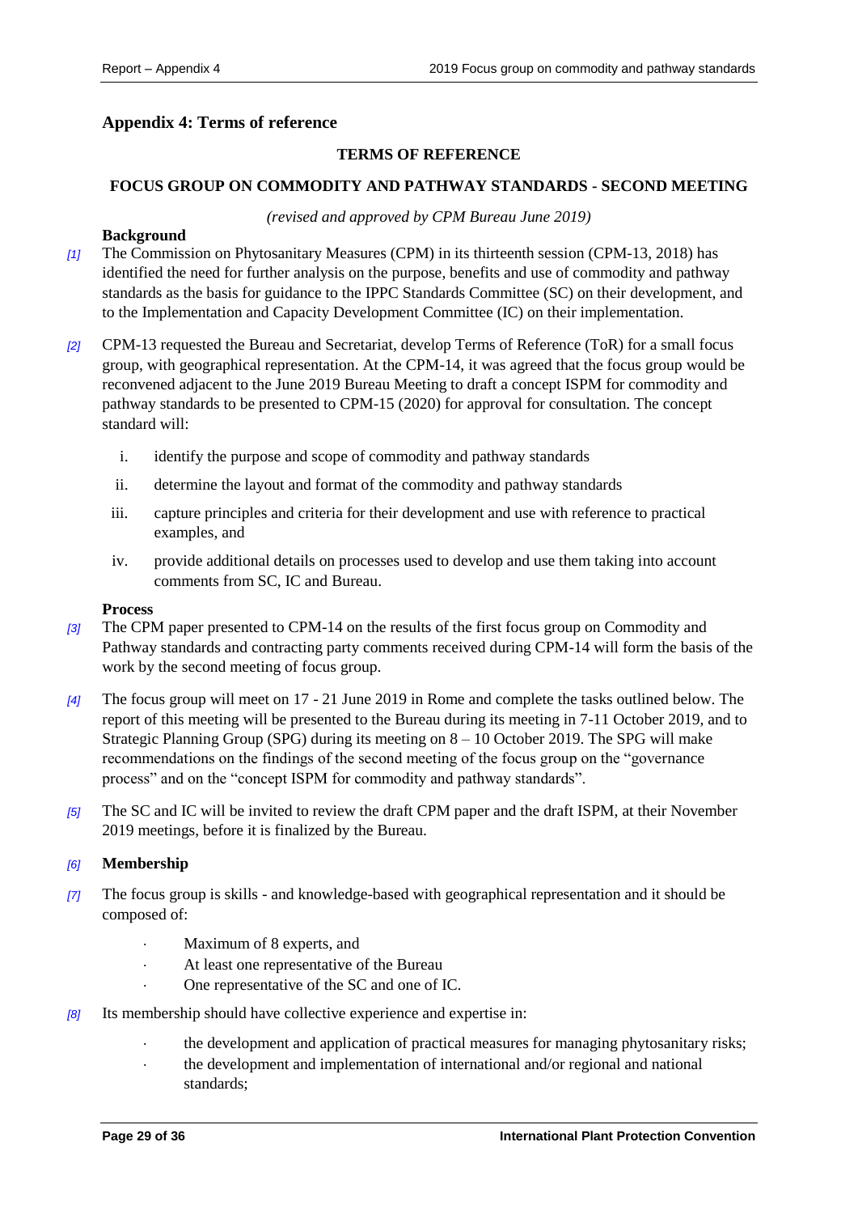## Appendix 4: Terms of reference

**TERMS OF REFERENCE**

**FOCUS GROUP ON COMMODITY AND PATHWAY STANDARDS - SECOND MEETING**

*(revised and approved by CPM Bureau June 2019)*

**Background**

*[1]* The Commission on Phytosanitary Measures (CPM) in its thirteenth session (CPM-13, 2018) has identified the need for further analysis on the purpose, benefits and use of commodity and pathway standards as the basis for guidance to the IPPC Standards Committee (SC) on their development, and to the Implementation and Capacity Development Committee (IC) on their implementation.

*[2]* CPM-13 requested the Bureau and Secretariat, develop Terms of Reference (ToR) for a small focus group, with geographical representation. At the CPM-14, it was agreed that the focus group would be reconvened adjacent to the June 2019 Bureau Meeting to draft a concept ISPM for commodity and pathway standards to be presented to CPM-15 (2020) for approval for consultation. The concept standard will:

i. identify the purpose and scope of commodity and pathway standards

ii. determine the layout and format of the commodity and pathway standards

iii. capture principles and criteria for their development and use with reference to practical examples, and

iv. provide additional details on processes used to develop and use them taking into account comments from SC, IC and Bureau.

**Process**

*[3]* The CPM paper presented to CPM-14 on the results of the first focus group on Commodity and Pathway standards and contracting party comments received during CPM-14 will form the basis of the work by the second meeting of focus group.

*[4]* The focus group will meet on 17 - 21 June 2019 in Rome and complete the tasks outlined below. The report of this meeting will be presented to the Bureau during its meeting in 7-11 October 2019, and to Strategic Planning Group (SPG) during its meeting on 8 – 10 October 2019. The SPG will make recommendations on the findings of the second meeting of the focus group on the "governance process" and on the "concept ISPM for commodity and pathway standards".

*[5]* The SC and IC will be invited to review the draft CPM paper and the draft ISPM, at their November 2019 meetings, before it is finalized by the Bureau.

*[6]* **Membership**

*[7]* The focus group is skills - and knowledge-based with geographical representation and it should be composed of:

- Maximum of 8 experts, and
- At least one representative of the Bureau
- One representative of the SC and one of IC.

*[8]* Its membership should have collective experience and expertise in:

- the development and application of practical measures for managing phytosanitary risks;
- the development and implementation of international and/or regional and national standards;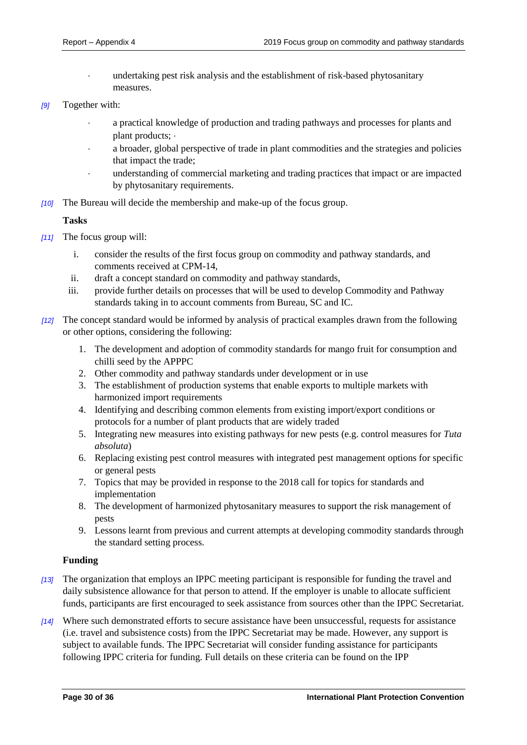- undertaking pest risk analysis and the establishment of risk-based phytosanitary measures.

*[9]* Together with:

- a practical knowledge of production and trading pathways and processes for plants and plant products; ·
- a broader, global perspective of trade in plant commodities and the strategies and policies that impact the trade;
- understanding of commercial marketing and trading practices that impact or are impacted by phytosanitary requirements.

*[10]* The Bureau will decide the membership and make-up of the focus group.

**Tasks**

*[11]* The focus group will:

i. consider the results of the first focus group on commodity and pathway standards, and comments received at CPM-14,
ii. draft a concept standard on commodity and pathway standards,
iii. provide further details on processes that will be used to develop Commodity and Pathway standards taking in to account comments from Bureau, SC and IC.

*[12]* The concept standard would be informed by analysis of practical examples drawn from the following or other options, considering the following:

1. The development and adoption of commodity standards for mango fruit for consumption and chilli seed by the APPPC
2. Other commodity and pathway standards under development or in use
3. The establishment of production systems that enable exports to multiple markets with harmonized import requirements
4. Identifying and describing common elements from existing import/export conditions or protocols for a number of plant products that are widely traded
5. Integrating new measures into existing pathways for new pests (e.g. control measures for *Tuta absoluta*)
6. Replacing existing pest control measures with integrated pest management options for specific or general pests
7. Topics that may be provided in response to the 2018 call for topics for standards and implementation
8. The development of harmonized phytosanitary measures to support the risk management of pests
9. Lessons learnt from previous and current attempts at developing commodity standards through the standard setting process.

**Funding**

*[13]* The organization that employs an IPPC meeting participant is responsible for funding the travel and daily subsistence allowance for that person to attend. If the employer is unable to allocate sufficient funds, participants are first encouraged to seek assistance from sources other than the IPPC Secretariat.

*[14]* Where such demonstrated efforts to secure assistance have been unsuccessful, requests for assistance (i.e. travel and subsistence costs) from the IPPC Secretariat may be made. However, any support is subject to available funds. The IPPC Secretariat will consider funding assistance for participants following IPPC criteria for funding. Full details on these criteria can be found on the IPP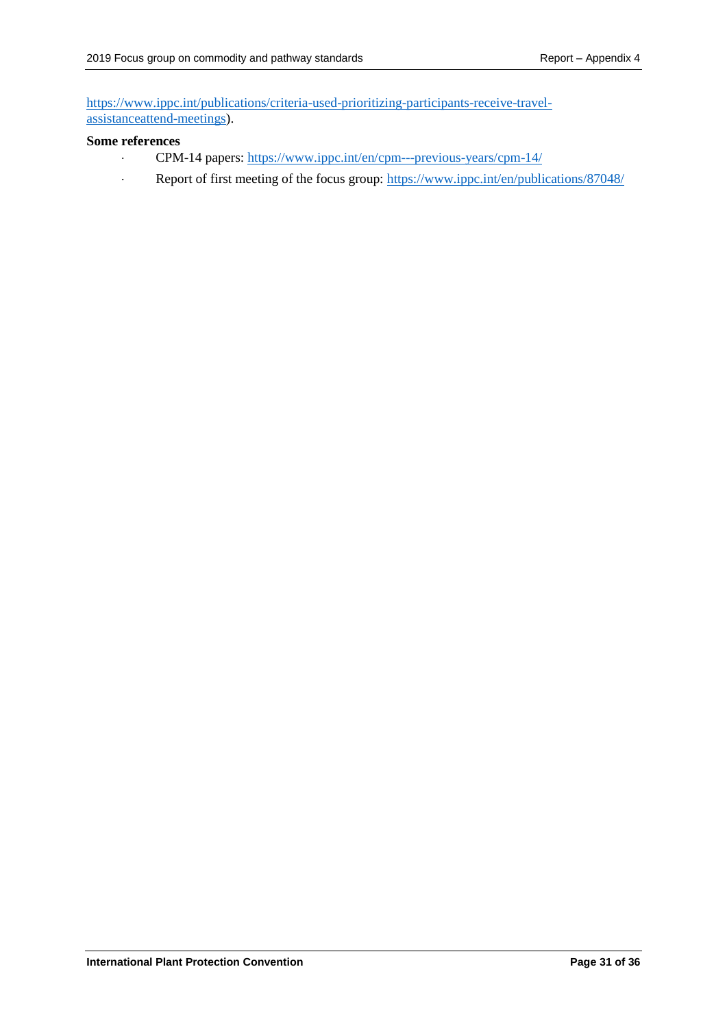https://www.ippc.int/publications/criteria-used-prioritizing-participants-receive-travel-assistanceattend-meetings).

**Some references**

- CPM-14 papers: https://www.ippc.int/en/cpm---previous-years/cpm-14/
- Report of first meeting of the focus group: https://www.ippc.int/en/publications/87048/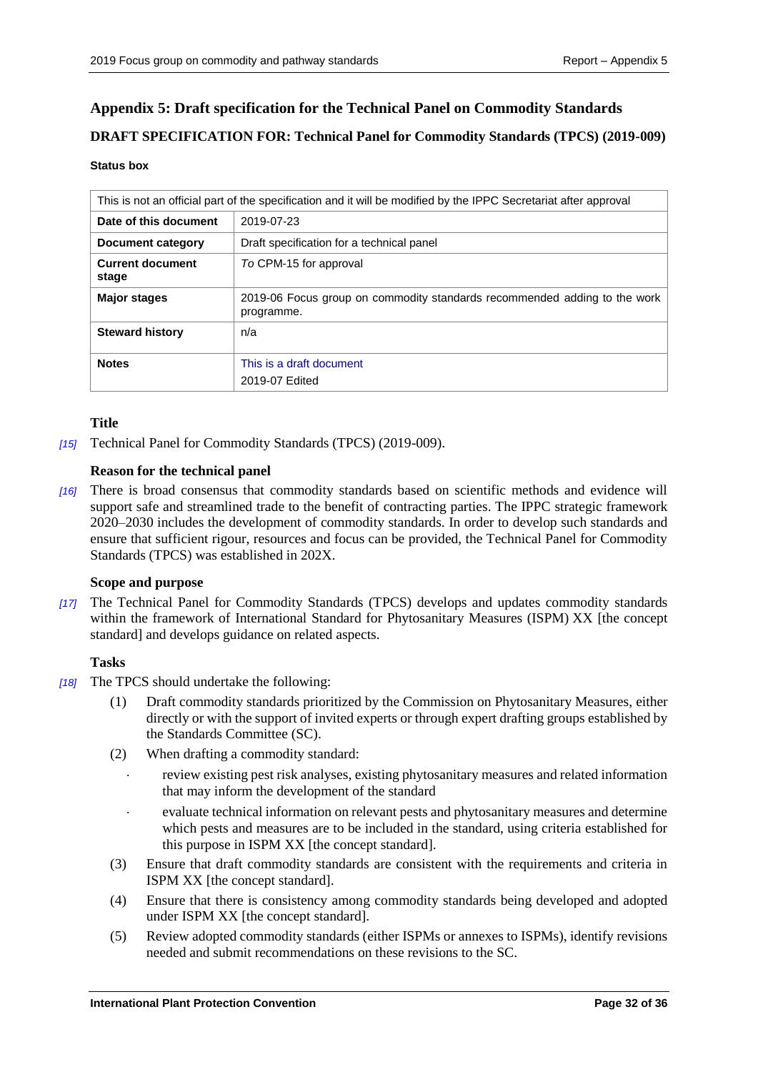## Appendix 5: Draft specification for the Technical Panel on Commodity Standards

### DRAFT SPECIFICATION FOR: Technical Panel for Commodity Standards (TPCS) (2019-009)

**Status box**

| This is not an official part of the specification and it will be modified by the IPPC Secretariat after approval | |
|---|---|
| **Date of this document** | 2019-07-23 |
| **Document category** | Draft specification for a technical panel |
| **Current document stage** | *To* CPM-15 for approval |
| **Major stages** | 2019-06 Focus group on commodity standards recommended adding to the work programme. |
| **Steward history** | n/a |
| **Notes** | This is a draft document<br>2019-07 Edited |

#### Title

*[15]* Technical Panel for Commodity Standards (TPCS) (2019-009).

#### Reason for the technical panel

*[16]* There is broad consensus that commodity standards based on scientific methods and evidence will support safe and streamlined trade to the benefit of contracting parties. The IPPC strategic framework 2020–2030 includes the development of commodity standards. In order to develop such standards and ensure that sufficient rigour, resources and focus can be provided, the Technical Panel for Commodity Standards (TPCS) was established in 202X.

#### Scope and purpose

*[17]* The Technical Panel for Commodity Standards (TPCS) develops and updates commodity standards within the framework of International Standard for Phytosanitary Measures (ISPM) XX [the concept standard] and develops guidance on related aspects.

#### Tasks

*[18]* The TPCS should undertake the following:

(1) Draft commodity standards prioritized by the Commission on Phytosanitary Measures, either directly or with the support of invited experts or through expert drafting groups established by the Standards Committee (SC).

(2) When drafting a commodity standard:
- review existing pest risk analyses, existing phytosanitary measures and related information that may inform the development of the standard
- evaluate technical information on relevant pests and phytosanitary measures and determine which pests and measures are to be included in the standard, using criteria established for this purpose in ISPM XX [the concept standard].

(3) Ensure that draft commodity standards are consistent with the requirements and criteria in ISPM XX [the concept standard].

(4) Ensure that there is consistency among commodity standards being developed and adopted under ISPM XX [the concept standard].

(5) Review adopted commodity standards (either ISPMs or annexes to ISPMs), identify revisions needed and submit recommendations on these revisions to the SC.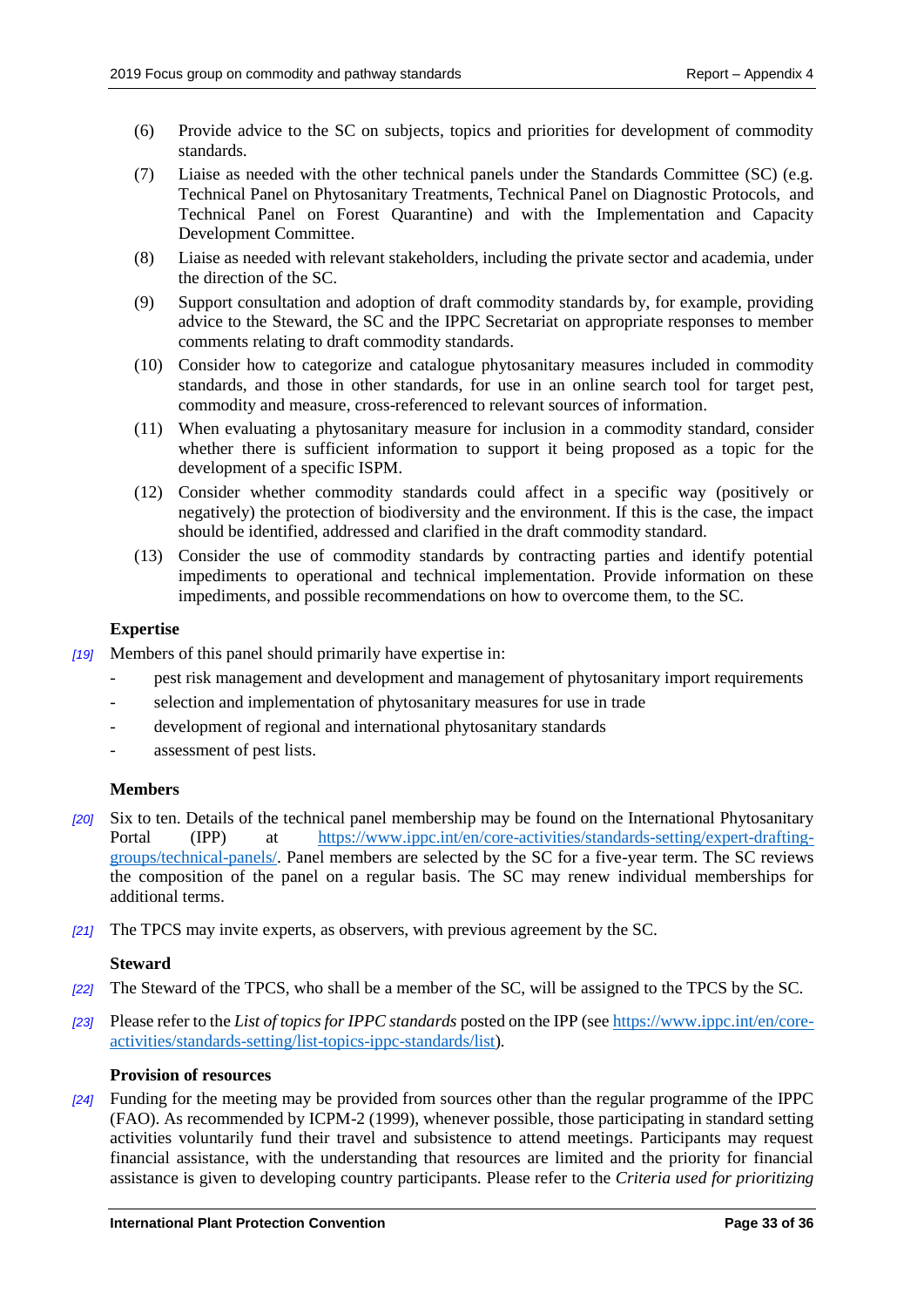(6) Provide advice to the SC on subjects, topics and priorities for development of commodity standards.

(7) Liaise as needed with the other technical panels under the Standards Committee (SC) (e.g. Technical Panel on Phytosanitary Treatments, Technical Panel on Diagnostic Protocols, and Technical Panel on Forest Quarantine) and with the Implementation and Capacity Development Committee.

(8) Liaise as needed with relevant stakeholders, including the private sector and academia, under the direction of the SC.

(9) Support consultation and adoption of draft commodity standards by, for example, providing advice to the Steward, the SC and the IPPC Secretariat on appropriate responses to member comments relating to draft commodity standards.

(10) Consider how to categorize and catalogue phytosanitary measures included in commodity standards, and those in other standards, for use in an online search tool for target pest, commodity and measure, cross-referenced to relevant sources of information.

(11) When evaluating a phytosanitary measure for inclusion in a commodity standard, consider whether there is sufficient information to support it being proposed as a topic for the development of a specific ISPM.

(12) Consider whether commodity standards could affect in a specific way (positively or negatively) the protection of biodiversity and the environment. If this is the case, the impact should be identified, addressed and clarified in the draft commodity standard.

(13) Consider the use of commodity standards by contracting parties and identify potential impediments to operational and technical implementation. Provide information on these impediments, and possible recommendations on how to overcome them, to the SC.

**Expertise**

*[19]* Members of this panel should primarily have expertise in:

- pest risk management and development and management of phytosanitary import requirements
- selection and implementation of phytosanitary measures for use in trade
- development of regional and international phytosanitary standards
- assessment of pest lists.

**Members**

*[20]* Six to ten. Details of the technical panel membership may be found on the International Phytosanitary Portal (IPP) at https://www.ippc.int/en/core-activities/standards-setting/expert-drafting-groups/technical-panels/. Panel members are selected by the SC for a five-year term. The SC reviews the composition of the panel on a regular basis. The SC may renew individual memberships for additional terms.

*[21]* The TPCS may invite experts, as observers, with previous agreement by the SC.

**Steward**

*[22]* The Steward of the TPCS, who shall be a member of the SC, will be assigned to the TPCS by the SC.

*[23]* Please refer to the *List of topics for IPPC standards* posted on the IPP (see https://www.ippc.int/en/core-activities/standards-setting/list-topics-ippc-standards/list).

**Provision of resources**

*[24]* Funding for the meeting may be provided from sources other than the regular programme of the IPPC (FAO). As recommended by ICPM-2 (1999), whenever possible, those participating in standard setting activities voluntarily fund their travel and subsistence to attend meetings. Participants may request financial assistance, with the understanding that resources are limited and the priority for financial assistance is given to developing country participants. Please refer to the *Criteria used for prioritizing*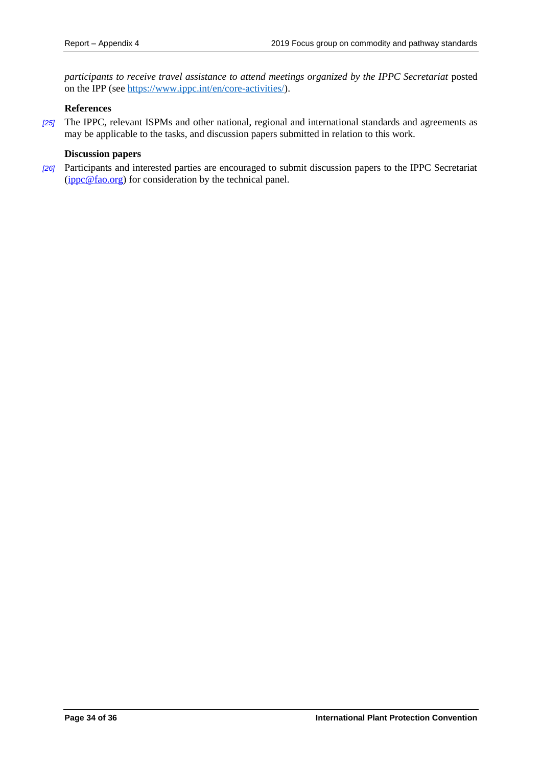*participants to receive travel assistance to attend meetings organized by the IPPC Secretariat* posted on the IPP (see https://www.ippc.int/en/core-activities/).

**References**

[25] The IPPC, relevant ISPMs and other national, regional and international standards and agreements as may be applicable to the tasks, and discussion papers submitted in relation to this work.

**Discussion papers**

[26] Participants and interested parties are encouraged to submit discussion papers to the IPPC Secretariat (ippc@fao.org) for consideration by the technical panel.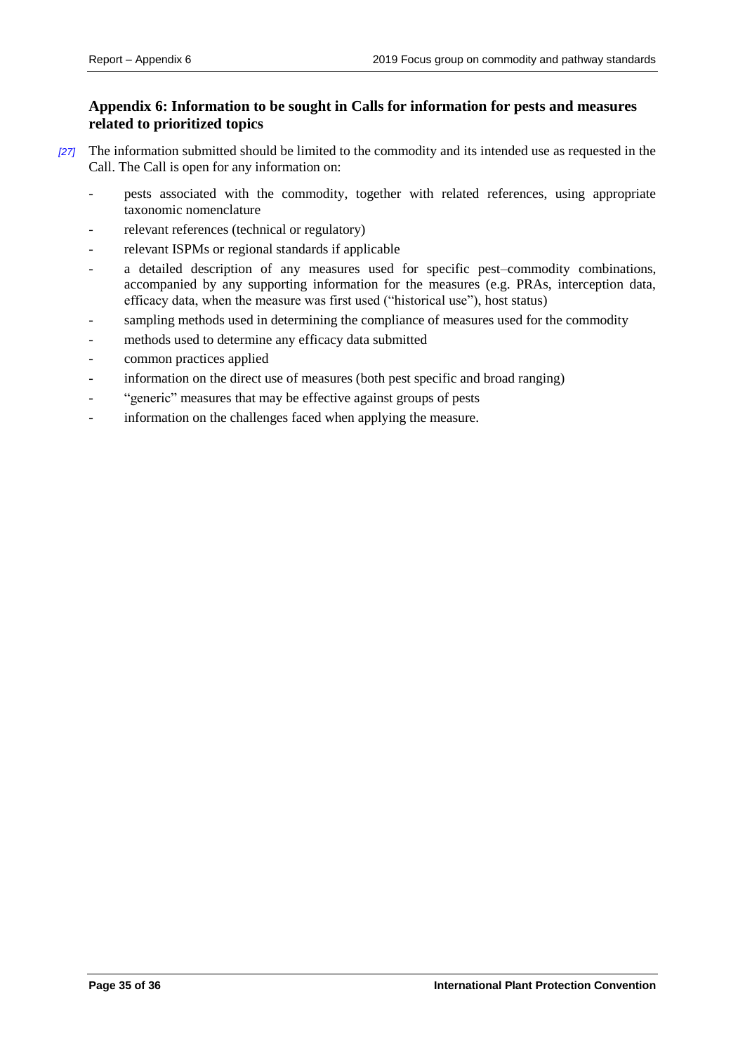## Appendix 6: Information to be sought in Calls for information for pests and measures related to prioritized topics

[27] The information submitted should be limited to the commodity and its intended use as requested in the Call. The Call is open for any information on:

- pests associated with the commodity, together with related references, using appropriate taxonomic nomenclature
- relevant references (technical or regulatory)
- relevant ISPMs or regional standards if applicable
- a detailed description of any measures used for specific pest–commodity combinations, accompanied by any supporting information for the measures (e.g. PRAs, interception data, efficacy data, when the measure was first used ("historical use"), host status)
- sampling methods used in determining the compliance of measures used for the commodity
- methods used to determine any efficacy data submitted
- common practices applied
- information on the direct use of measures (both pest specific and broad ranging)
- "generic" measures that may be effective against groups of pests
- information on the challenges faced when applying the measure.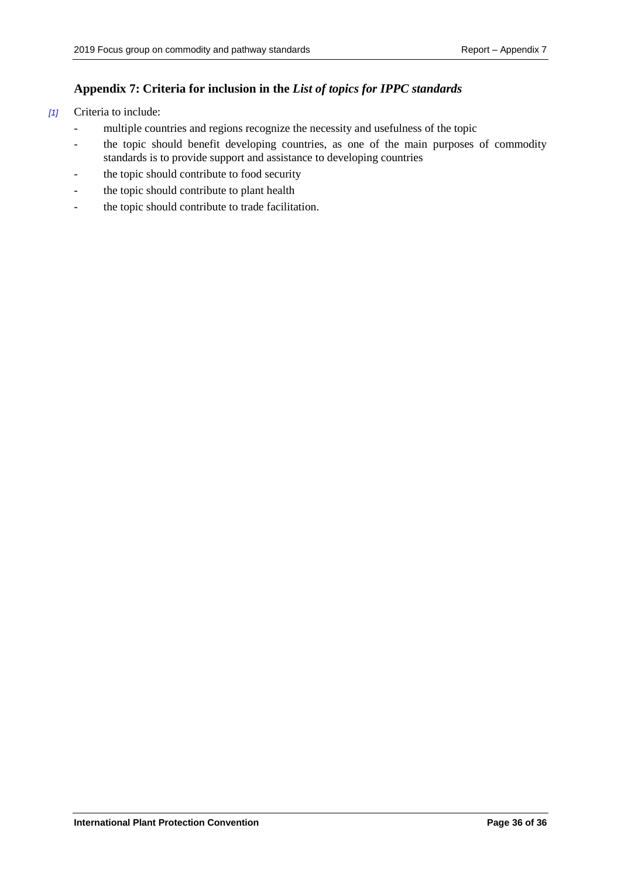## Appendix 7: Criteria for inclusion in the *List of topics for IPPC standards*

[1] Criteria to include:

- multiple countries and regions recognize the necessity and usefulness of the topic
- the topic should benefit developing countries, as one of the main purposes of commodity standards is to provide support and assistance to developing countries
- the topic should contribute to food security
- the topic should contribute to plant health
- the topic should contribute to trade facilitation.